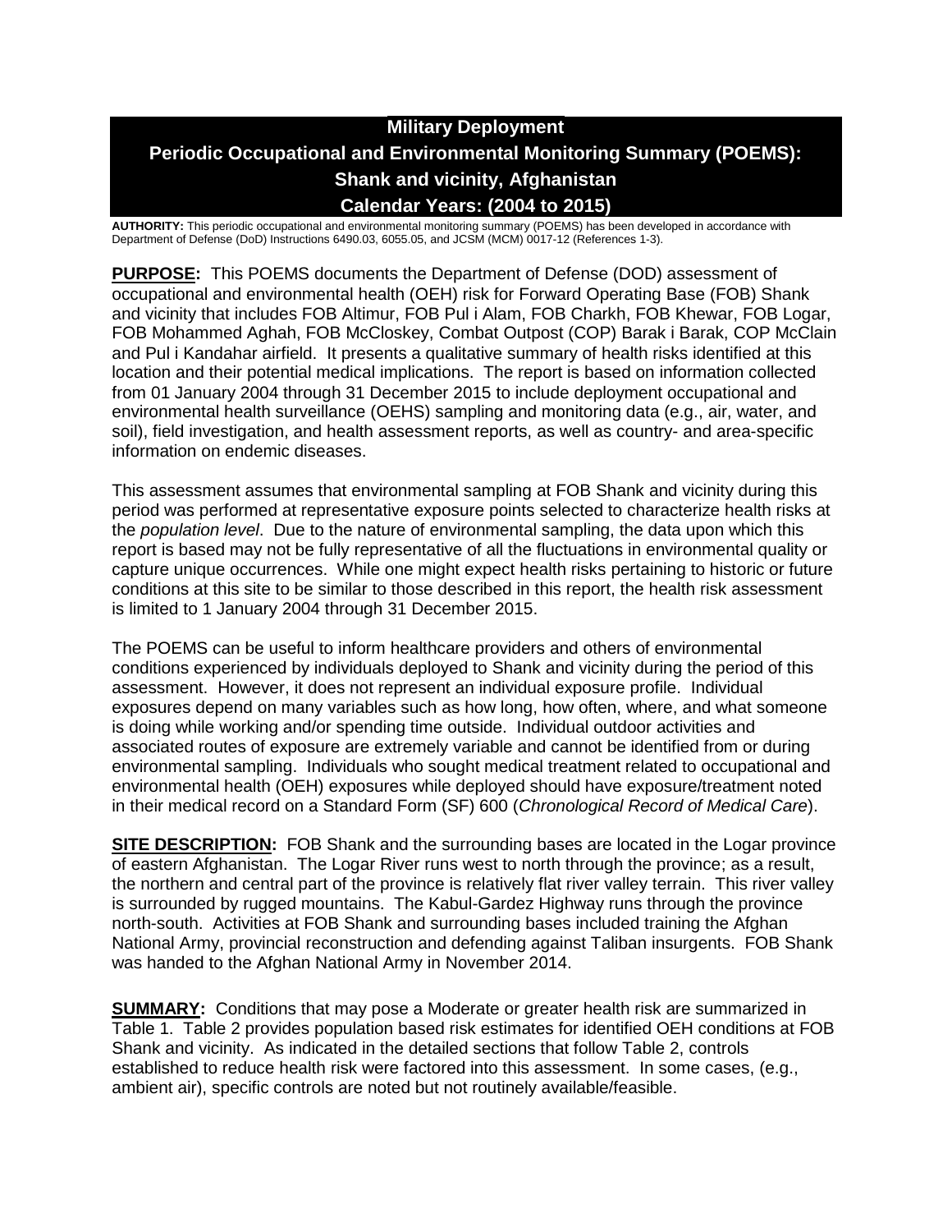# Military Deployment

# Periodic Occupational and Environmental Monitoring Summary (POEMS): Shank and vicinity, Afghanistan

# Calendar Years: (2004 to 2015)

**AUTHORITY:** This periodic occupational and environmental monitoring summary (POEMS) has been developed in accordance with Department of Defense (DoD) Instructions 6490.03, 6055.05, and JCSM (MCM) 0017-12 (References 1-3).

**PURPOSE:** This POEMS documents the Department of Defense (DOD) assessment of occupational and environmental health (OEH) risk for Forward Operating Base (FOB) Shank and vicinity that includes FOB Altimur, FOB Pul i Alam, FOB Charkh, FOB Khewar, FOB Logar, FOB Mohammed Aghah, FOB McCloskey, Combat Outpost (COP) Barak i Barak, COP McClain and Pul i Kandahar airfield. It presents a qualitative summary of health risks identified at this location and their potential medical implications. The report is based on information collected from 01 January 2004 through 31 December 2015 to include deployment occupational and environmental health surveillance (OEHS) sampling and monitoring data (e.g., air, water, and soil), field investigation, and health assessment reports, as well as country- and area-specific information on endemic diseases.

This assessment assumes that environmental sampling at FOB Shank and vicinity during this period was performed at representative exposure points selected to characterize health risks at the *population level*. Due to the nature of environmental sampling, the data upon which this report is based may not be fully representative of all the fluctuations in environmental quality or capture unique occurrences. While one might expect health risks pertaining to historic or future conditions at this site to be similar to those described in this report, the health risk assessment is limited to 1 January 2004 through 31 December 2015.

The POEMS can be useful to inform healthcare providers and others of environmental conditions experienced by individuals deployed to Shank and vicinity during the period of this assessment. However, it does not represent an individual exposure profile. Individual exposures depend on many variables such as how long, how often, where, and what someone is doing while working and/or spending time outside. Individual outdoor activities and associated routes of exposure are extremely variable and cannot be identified from or during environmental sampling. Individuals who sought medical treatment related to occupational and environmental health (OEH) exposures while deployed should have exposure/treatment noted in their medical record on a Standard Form (SF) 600 (*Chronological Record of Medical Care*).

**SITE DESCRIPTION:** FOB Shank and the surrounding bases are located in the Logar province of eastern Afghanistan. The Logar River runs west to north through the province; as a result, the northern and central part of the province is relatively flat river valley terrain. This river valley is surrounded by rugged mountains. The Kabul-Gardez Highway runs through the province north-south. Activities at FOB Shank and surrounding bases included training the Afghan National Army, provincial reconstruction and defending against Taliban insurgents. FOB Shank was handed to the Afghan National Army in November 2014.

**SUMMARY:** Conditions that may pose a Moderate or greater health risk are summarized in Table 1. Table 2 provides population based risk estimates for identified OEH conditions at FOB Shank and vicinity. As indicated in the detailed sections that follow Table 2, controls established to reduce health risk were factored into this assessment. In some cases, (e.g., ambient air), specific controls are noted but not routinely available/feasible.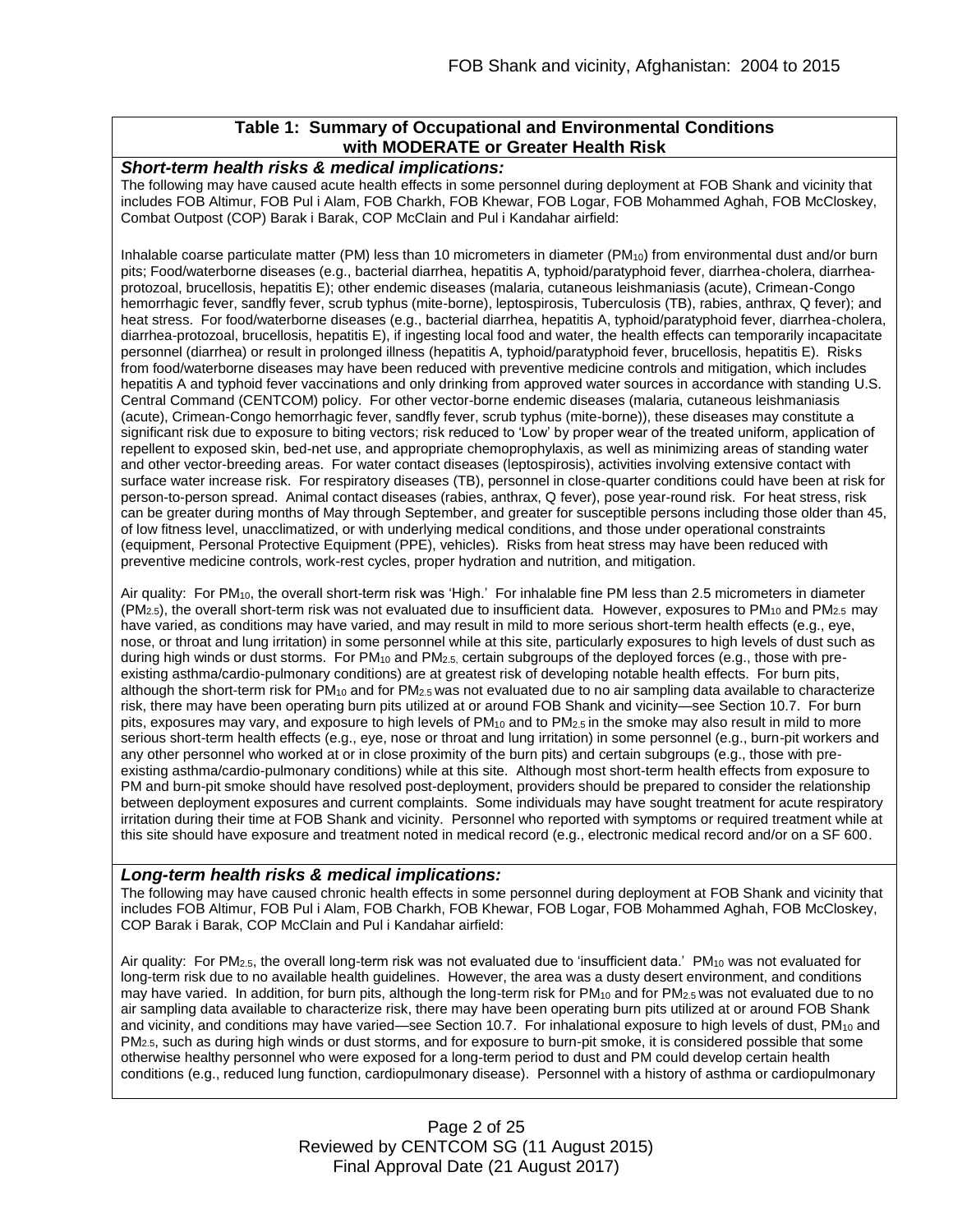## Table 1: Summary of Occupational and Environmental Conditions with MODERATE or Greater Health Risk

### *Short-term health risks & medical implications:*

The following may have caused acute health effects in some personnel during deployment at FOB Shank and vicinity that includes FOB Altimur, FOB Pul i Alam, FOB Charkh, FOB Khewar, FOB Logar, FOB Mohammed Aghah, FOB McCloskey, Combat Outpost (COP) Barak i Barak, COP McClain and Pul i Kandahar airfield:

Inhalable coarse particulate matter (PM) less than 10 micrometers in diameter ($PM_{10}$) from environmental dust and/or burn pits; Food/waterborne diseases (e.g., bacterial diarrhea, hepatitis A, typhoid/paratyphoid fever, diarrhea-cholera, diarrhea-protozoal, brucellosis, hepatitis E); other endemic diseases (malaria, cutaneous leishmaniasis (acute), Crimean-Congo hemorrhagic fever, sandfly fever, scrub typhus (mite-borne), leptospirosis, Tuberculosis (TB), rabies, anthrax, Q fever); and heat stress. For food/waterborne diseases (e.g., bacterial diarrhea, hepatitis A, typhoid/paratyphoid fever, diarrhea-cholera, diarrhea-protozoal, brucellosis, hepatitis E), if ingesting local food and water, the health effects can temporarily incapacitate personnel (diarrhea) or result in prolonged illness (hepatitis A, typhoid/paratyphoid fever, brucellosis, hepatitis E). Risks from food/waterborne diseases may have been reduced with preventive medicine controls and mitigation, which includes hepatitis A and typhoid fever vaccinations and only drinking from approved water sources in accordance with standing U.S. Central Command (CENTCOM) policy. For other vector-borne endemic diseases (malaria, cutaneous leishmaniasis (acute), Crimean-Congo hemorrhagic fever, sandfly fever, scrub typhus (mite-borne)), these diseases may constitute a significant risk due to exposure to biting vectors; risk reduced to 'Low' by proper wear of the treated uniform, application of repellent to exposed skin, bed-net use, and appropriate chemoprophylaxis, as well as minimizing areas of standing water and other vector-breeding areas. For water contact diseases (leptospirosis), activities involving extensive contact with surface water increase risk. For respiratory diseases (TB), personnel in close-quarter conditions could have been at risk for person-to-person spread. Animal contact diseases (rabies, anthrax, Q fever), pose year-round risk. For heat stress, risk can be greater during months of May through September, and greater for susceptible persons including those older than 45, of low fitness level, unacclimatized, or with underlying medical conditions, and those under operational constraints (equipment, Personal Protective Equipment (PPE), vehicles). Risks from heat stress may have been reduced with preventive medicine controls, work-rest cycles, proper hydration and nutrition, and mitigation.

Air quality: For $PM_{10}$, the overall short-term risk was 'High.' For inhalable fine PM less than 2.5 micrometers in diameter ($PM_{2.5}$), the overall short-term risk was not evaluated due to insufficient data. However, exposures to $PM_{10}$ and $PM_{2.5}$ may have varied, as conditions may have varied, and may result in mild to more serious short-term health effects (e.g., eye, nose, or throat and lung irritation) in some personnel while at this site, particularly exposures to high levels of dust such as during high winds or dust storms. For $PM_{10}$ and $PM_{2.5}$, certain subgroups of the deployed forces (e.g., those with pre-existing asthma/cardio-pulmonary conditions) are at greatest risk of developing notable health effects. For burn pits, although the short-term risk for $PM_{10}$ and for $PM_{2.5}$ was not evaluated due to no air sampling data available to characterize risk, there may have been operating burn pits utilized at or around FOB Shank and vicinity—see Section 10.7. For burn pits, exposures may vary, and exposure to high levels of $PM_{10}$ and to $PM_{2.5}$ in the smoke may also result in mild to more serious short-term health effects (e.g., eye, nose or throat and lung irritation) in some personnel (e.g., burn-pit workers and any other personnel who worked at or in close proximity of the burn pits) and certain subgroups (e.g., those with pre-existing asthma/cardio-pulmonary conditions) while at this site. Although most short-term health effects from exposure to PM and burn-pit smoke should have resolved post-deployment, providers should be prepared to consider the relationship between deployment exposures and current complaints. Some individuals may have sought treatment for acute respiratory irritation during their time at FOB Shank and vicinity. Personnel who reported with symptoms or required treatment while at this site should have exposure and treatment noted in medical record (e.g., electronic medical record and/or on a SF 600.

### *Long-term health risks & medical implications:*

The following may have caused chronic health effects in some personnel during deployment at FOB Shank and vicinity that includes FOB Altimur, FOB Pul i Alam, FOB Charkh, FOB Khewar, FOB Logar, FOB Mohammed Aghah, FOB McCloskey, COP Barak i Barak, COP McClain and Pul i Kandahar airfield:

Air quality: For $PM_{2.5}$, the overall long-term risk was not evaluated due to 'insufficient data.' $PM_{10}$ was not evaluated for long-term risk due to no available health guidelines. However, the area was a dusty desert environment, and conditions may have varied. In addition, for burn pits, although the long-term risk for $PM_{10}$ and for $PM_{2.5}$ was not evaluated due to no air sampling data available to characterize risk, there may have been operating burn pits utilized at or around FOB Shank and vicinity, and conditions may have varied—see Section 10.7. For inhalational exposure to high levels of dust, $PM_{10}$ and $PM_{2.5}$, such as during high winds or dust storms, and for exposure to burn-pit smoke, it is considered possible that some otherwise healthy personnel who were exposed for a long-term period to dust and PM could develop certain health conditions (e.g., reduced lung function, cardiopulmonary disease). Personnel with a history of asthma or cardiopulmonary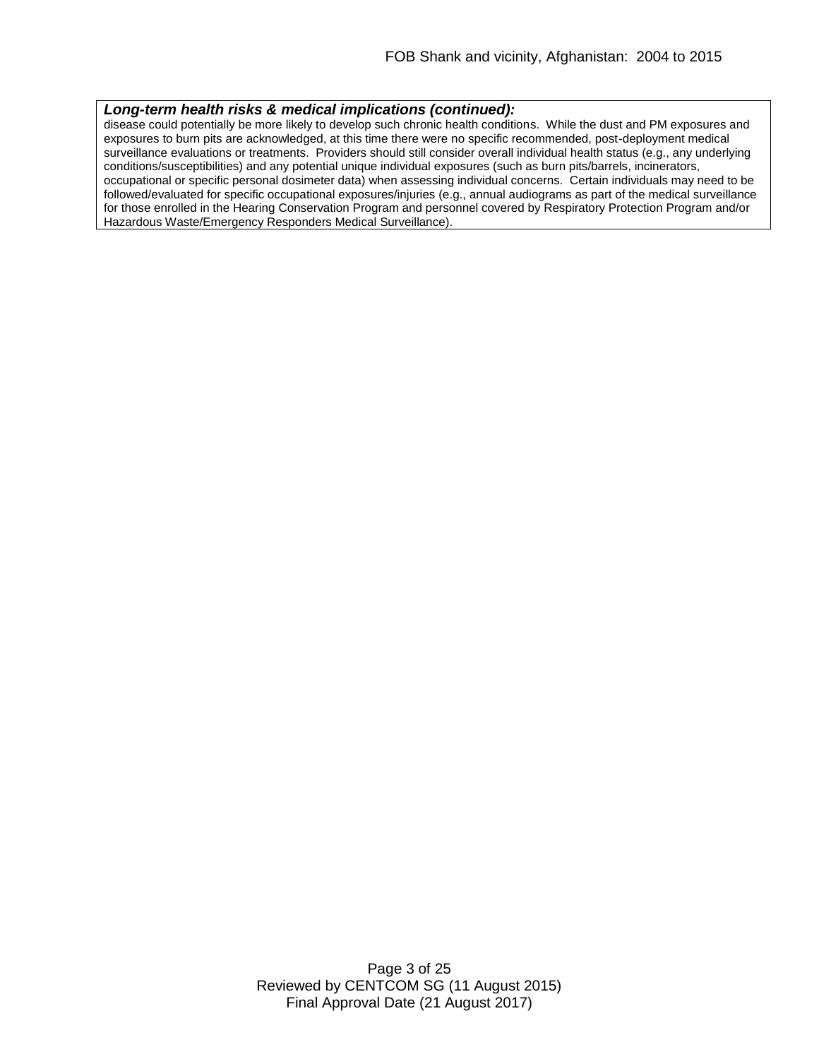***Long-term health risks & medical implications (continued):***

disease could potentially be more likely to develop such chronic health conditions. While the dust and PM exposures and exposures to burn pits are acknowledged, at this time there were no specific recommended, post-deployment medical surveillance evaluations or treatments. Providers should still consider overall individual health status (e.g., any underlying conditions/susceptibilities) and any potential unique individual exposures (such as burn pits/barrels, incinerators, occupational or specific personal dosimeter data) when assessing individual concerns. Certain individuals may need to be followed/evaluated for specific occupational exposures/injuries (e.g., annual audiograms as part of the medical surveillance for those enrolled in the Hearing Conservation Program and personnel covered by Respiratory Protection Program and/or Hazardous Waste/Emergency Responders Medical Surveillance).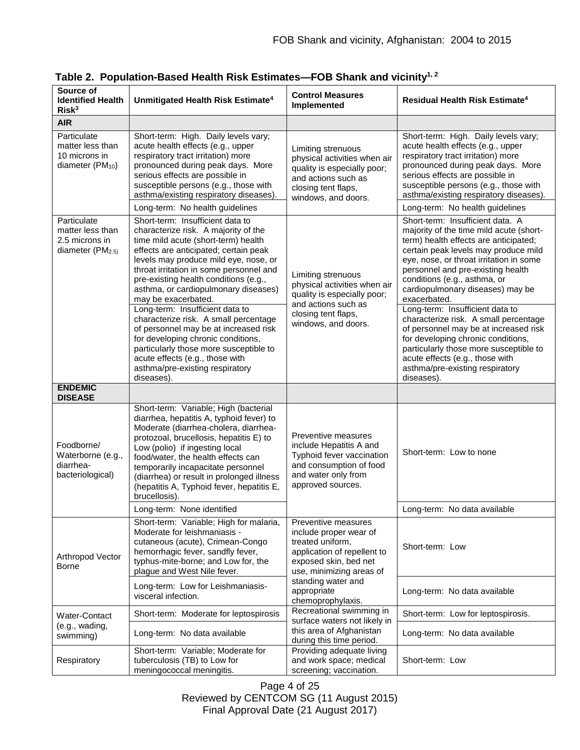**Table 2. Population-Based Health Risk Estimates—FOB Shank and vicinity[1, 2]**

| Source of Identified Health Risk[3] | Unmitigated Health Risk Estimate[4] | Control Measures Implemented | Residual Health Risk Estimate[4] |
|---|---|---|---|
| **AIR** | | | |
| Particulate matter less than 10 microns in diameter ($PM_{10}$) | Short-term: High. Daily levels vary; acute health effects (e.g., upper respiratory tract irritation) more pronounced during peak days. More serious effects are possible in susceptible persons (e.g., those with asthma/existing respiratory diseases). | Limiting strenuous physical activities when air quality is especially poor; and actions such as closing tent flaps, windows, and doors. | Short-term: High. Daily levels vary; acute health effects (e.g., upper respiratory tract irritation) more pronounced during peak days. More serious effects are possible in susceptible persons (e.g., those with asthma/existing respiratory diseases). |
| | Long-term: No health guidelines | | Long-term: No health guidelines |
| Particulate matter less than 2.5 microns in diameter ($PM_{2.5}$) | Short-term: Insufficient data to characterize risk. A majority of the time mild acute (short-term) health effects are anticipated; certain peak levels may produce mild eye, nose, or throat irritation in some personnel and pre-existing health conditions (e.g., asthma, or cardiopulmonary diseases) may be exacerbated. | Limiting strenuous physical activities when air quality is especially poor; and actions such as closing tent flaps, windows, and doors. | Short-term: Insufficient data. A majority of the time mild acute (short-term) health effects are anticipated; certain peak levels may produce mild eye, nose, or throat irritation in some personnel and pre-existing health conditions (e.g., asthma, or cardiopulmonary diseases) may be exacerbated. |
| | Long-term: Insufficient data to characterize risk. A small percentage of personnel may be at increased risk for developing chronic conditions, particularly those more susceptible to acute effects (e.g., those with asthma/pre-existing respiratory diseases). | | Long-term: Insufficient data to characterize risk. A small percentage of personnel may be at increased risk for developing chronic conditions, particularly those more susceptible to acute effects (e.g., those with asthma/pre-existing respiratory diseases). |
| **ENDEMIC DISEASE** | | | |
| Foodborne/ Waterborne (e.g., diarrhea-bacteriological) | Short-term: Variable; High (bacterial diarrhea, hepatitis A, typhoid fever) to Moderate (diarrhea-cholera, diarrhea-protozoal, brucellosis, hepatitis E) to Low (polio) if ingesting local food/water, the health effects can temporarily incapacitate personnel (diarrhea) or result in prolonged illness (hepatitis A, Typhoid fever, hepatitis E, brucellosis). | Preventive measures include Hepatitis A and Typhoid fever vaccination and consumption of food and water only from approved sources. | Short-term: Low to none |
| | Long-term: None identified | | Long-term: No data available |
| Arthropod Vector Borne | Short-term: Variable; High for malaria, Moderate for leishmaniasis - cutaneous (acute), Crimean-Congo hemorrhagic fever, sandfly fever, typhus-mite-borne; and Low for, the plague and West Nile fever. | Preventive measures include proper wear of treated uniform, application of repellent to exposed skin, bed net use, minimizing areas of standing water and appropriate chemoprophylaxis. | Short-term: Low |
| | Long-term: Low for Leishmaniasis-visceral infection. | | Long-term: No data available |
| Water-Contact (e.g., wading, swimming) | Short-term: Moderate for leptospirosis | Recreational swimming in surface waters not likely in this area of Afghanistan during this time period. | Short-term: Low for leptospirosis. |
| | Long-term: No data available | | Long-term: No data available |
| Respiratory | Short-term: Variable; Moderate for tuberculosis (TB) to Low for meningococcal meningitis. | Providing adequate living and work space; medical screening; vaccination. | Short-term: Low |

Reviewed by CENTCOM SG (11 August 2015)
Final Approval Date (21 August 2017)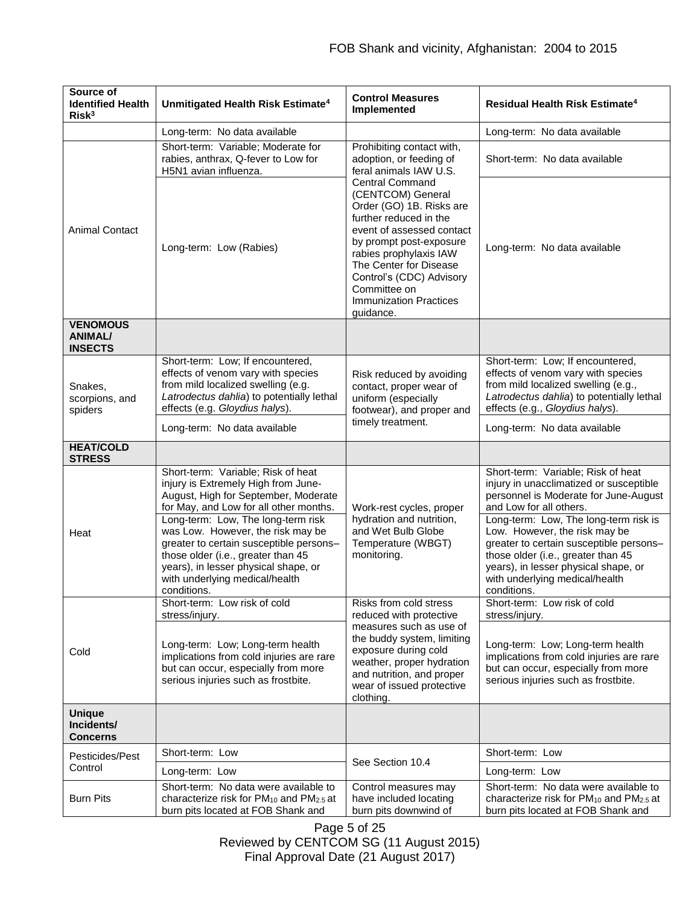| Source of Identified Health Risk[3] | Unmitigated Health Risk Estimate[4] | Control Measures Implemented | Residual Health Risk Estimate[4] |
|---|---|---|---|
| | Long-term: No data available | | Long-term: No data available |
| Animal Contact | Short-term: Variable; Moderate for rabies, anthrax, Q-fever to Low for H5N1 avian influenza. | Prohibiting contact with, adoption, or feeding of feral animals IAW U.S. Central Command (CENTCOM) General Order (GO) 1B. Risks are further reduced in the event of assessed contact by prompt post-exposure rabies prophylaxis IAW The Center for Disease Control's (CDC) Advisory Committee on Immunization Practices guidance. | Short-term: No data available |
| | Long-term: Low (Rabies) | | Long-term: No data available |
| **VENOMOUS ANIMAL/ INSECTS** | | | |
| Snakes, scorpions, and spiders | Short-term: Low; If encountered, effects of venom vary with species from mild localized swelling (e.g. *Latrodectus dahlia*) to potentially lethal effects (e.g. *Gloydius halys*). | Risk reduced by avoiding contact, proper wear of uniform (especially footwear), and proper and timely treatment. | Short-term: Low; If encountered, effects of venom vary with species from mild localized swelling (e.g., *Latrodectus dahlia*) to potentially lethal effects (e.g., *Gloydius halys*). |
| | Long-term: No data available | | Long-term: No data available |
| **HEAT/COLD STRESS** | | | |
| Heat | Short-term: Variable; Risk of heat injury is Extremely High from June-August, High for September, Moderate for May, and Low for all other months. | Work-rest cycles, proper hydration and nutrition, and Wet Bulb Globe Temperature (WBGT) monitoring. | Short-term: Variable; Risk of heat injury in unacclimatized or susceptible personnel is Moderate for June-August and Low for all others. |
| | Long-term: Low, The long-term risk was Low. However, the risk may be greater to certain susceptible persons–those older (i.e., greater than 45 years), in lesser physical shape, or with underlying medical/health conditions. | | Long-term: Low, The long-term risk is Low. However, the risk may be greater to certain susceptible persons–those older (i.e., greater than 45 years), in lesser physical shape, or with underlying medical/health conditions. |
| Cold | Short-term: Low risk of cold stress/injury. | Risks from cold stress reduced with protective measures such as use of the buddy system, limiting exposure during cold weather, proper hydration and nutrition, and proper wear of issued protective clothing. | Short-term: Low risk of cold stress/injury. |
| | Long-term: Low; Long-term health implications from cold injuries are rare but can occur, especially from more serious injuries such as frostbite. | | Long-term: Low; Long-term health implications from cold injuries are rare but can occur, especially from more serious injuries such as frostbite. |
| **Unique Incidents/ Concerns** | | | |
| Pesticides/Pest Control | Short-term: Low | See Section 10.4 | Short-term: Low |
| | Long-term: Low | | Long-term: Low |
| Burn Pits | Short-term: No data were available to characterize risk for $PM_{10}$ and $PM_{2.5}$ at burn pits located at FOB Shank and | Control measures may have included locating burn pits downwind of | Short-term: No data were available to characterize risk for $PM_{10}$ and $PM_{2.5}$ at burn pits located at FOB Shank and |

Reviewed by CENTCOM SG (11 August 2015)
Final Approval Date (21 August 2017)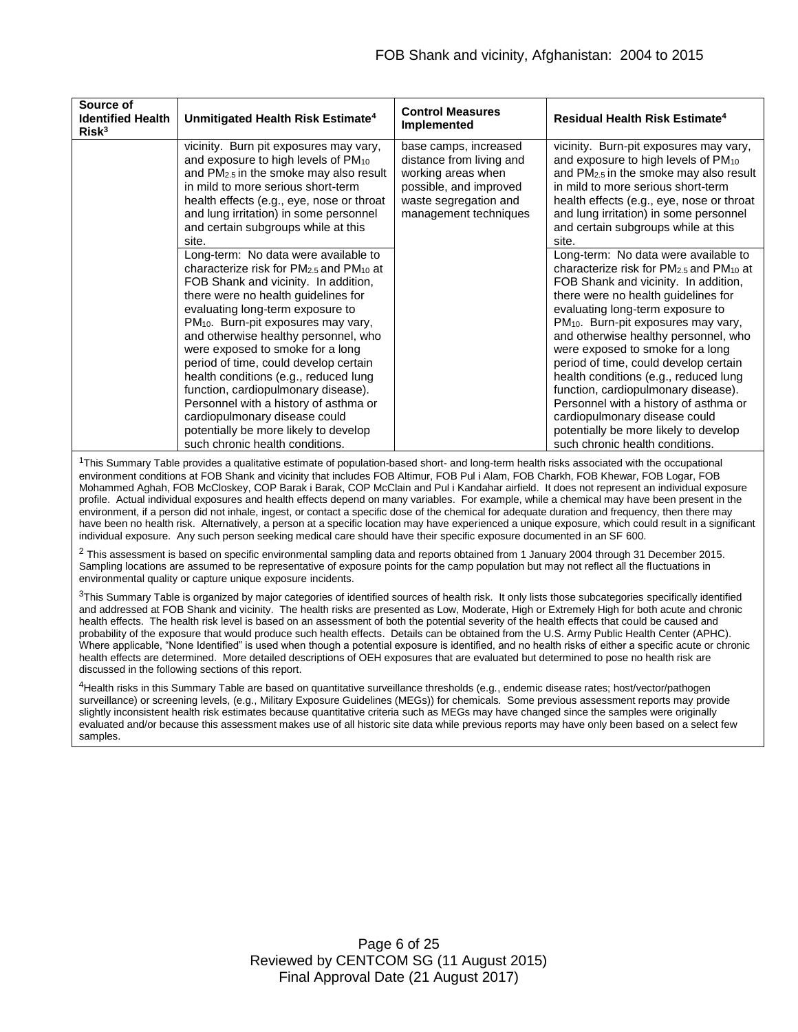| Source of Identified Health Risk[3] | Unmitigated Health Risk Estimate[4] | Control Measures Implemented | Residual Health Risk Estimate[4] |
|---|---|---|---|
| | vicinity. Burn pit exposures may vary, and exposure to high levels of $PM_{10}$ and $PM_{2.5}$ in the smoke may also result in mild to more serious short-term health effects (e.g., eye, nose or throat and lung irritation) in some personnel and certain subgroups while at this site. | base camps, increased distance from living and working areas when possible, and improved waste segregation and management techniques | vicinity. Burn-pit exposures may vary, and exposure to high levels of $PM_{10}$ and $PM_{2.5}$ in the smoke may also result in mild to more serious short-term health effects (e.g., eye, nose or throat and lung irritation) in some personnel and certain subgroups while at this site. |
| | Long-term: No data were available to characterize risk for $PM_{2.5}$ and $PM_{10}$ at FOB Shank and vicinity. In addition, there were no health guidelines for evaluating long-term exposure to $PM_{10}$. Burn-pit exposures may vary, and otherwise healthy personnel, who were exposed to smoke for a long period of time, could develop certain health conditions (e.g., reduced lung function, cardiopulmonary disease). Personnel with a history of asthma or cardiopulmonary disease could potentially be more likely to develop such chronic health conditions. | | Long-term: No data were available to characterize risk for $PM_{2.5}$ and $PM_{10}$ at FOB Shank and vicinity. In addition, there were no health guidelines for evaluating long-term exposure to $PM_{10}$. Burn-pit exposures may vary, and otherwise healthy personnel, who were exposed to smoke for a long period of time, could develop certain health conditions (e.g., reduced lung function, cardiopulmonary disease). Personnel with a history of asthma or cardiopulmonary disease could potentially be more likely to develop such chronic health conditions. |

[1]This Summary Table provides a qualitative estimate of population-based short- and long-term health risks associated with the occupational environment conditions at FOB Shank and vicinity that includes FOB Altimur, FOB Pul i Alam, FOB Charkh, FOB Khewar, FOB Logar, FOB Mohammed Aghah, FOB McCloskey, COP Barak i Barak, COP McClain and Pul i Kandahar airfield. It does not represent an individual exposure profile. Actual individual exposures and health effects depend on many variables. For example, while a chemical may have been present in the environment, if a person did not inhale, ingest, or contact a specific dose of the chemical for adequate duration and frequency, then there may have been no health risk. Alternatively, a person at a specific location may have experienced a unique exposure, which could result in a significant individual exposure. Any such person seeking medical care should have their specific exposure documented in an SF 600.

[2] This assessment is based on specific environmental sampling data and reports obtained from 1 January 2004 through 31 December 2015. Sampling locations are assumed to be representative of exposure points for the camp population but may not reflect all the fluctuations in environmental quality or capture unique exposure incidents.

[3]This Summary Table is organized by major categories of identified sources of health risk. It only lists those subcategories specifically identified and addressed at FOB Shank and vicinity. The health risks are presented as Low, Moderate, High or Extremely High for both acute and chronic health effects. The health risk level is based on an assessment of both the potential severity of the health effects that could be caused and probability of the exposure that would produce such health effects. Details can be obtained from the U.S. Army Public Health Center (APHC). Where applicable, "None Identified" is used when though a potential exposure is identified, and no health risks of either a specific acute or chronic health effects are determined. More detailed descriptions of OEH exposures that are evaluated but determined to pose no health risk are discussed in the following sections of this report.

[4]Health risks in this Summary Table are based on quantitative surveillance thresholds (e.g., endemic disease rates; host/vector/pathogen surveillance) or screening levels, (e.g., Military Exposure Guidelines (MEGs)) for chemicals*.* Some previous assessment reports may provide slightly inconsistent health risk estimates because quantitative criteria such as MEGs may have changed since the samples were originally evaluated and/or because this assessment makes use of all historic site data while previous reports may have only been based on a select few samples.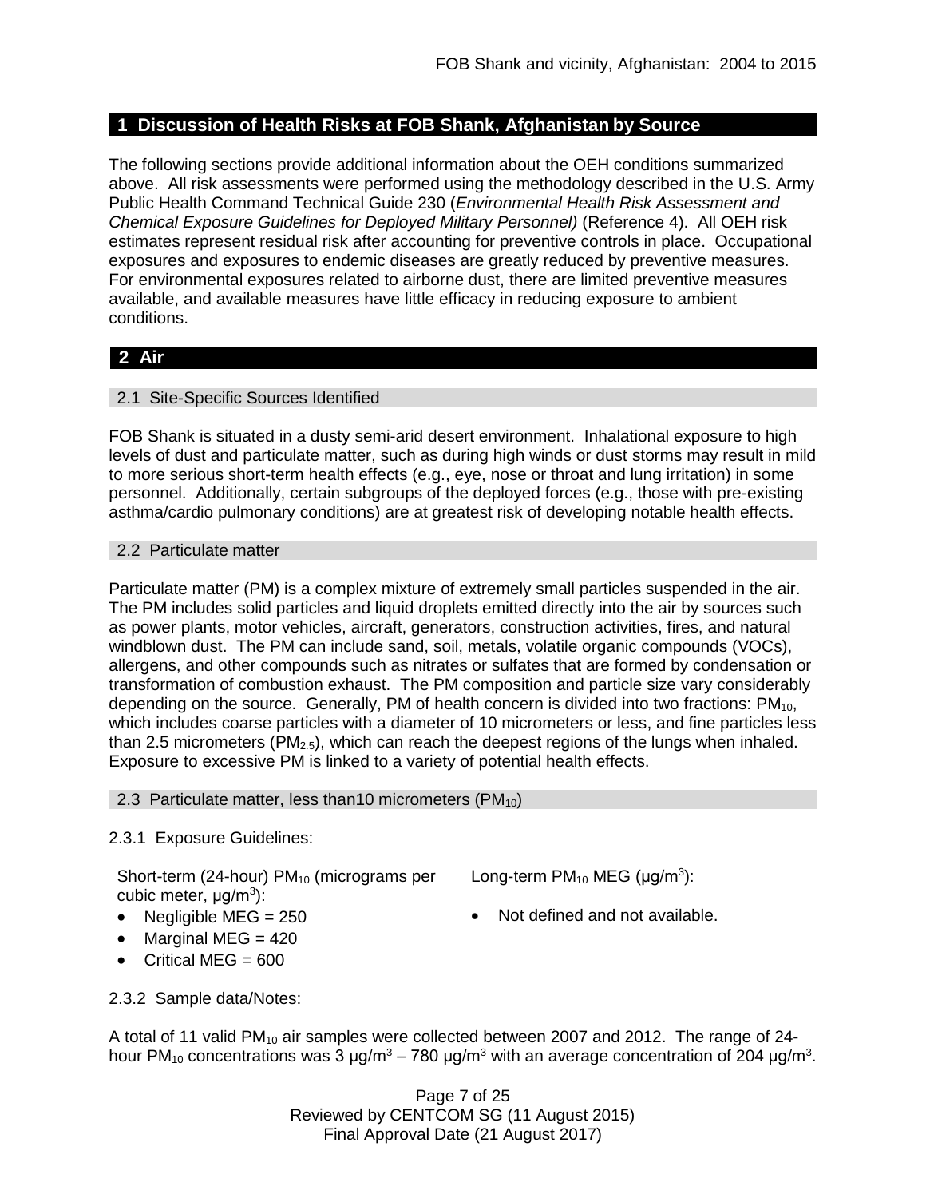## 1 Discussion of Health Risks at FOB Shank, Afghanistan by Source

The following sections provide additional information about the OEH conditions summarized above. All risk assessments were performed using the methodology described in the U.S. Army Public Health Command Technical Guide 230 (*Environmental Health Risk Assessment and Chemical Exposure Guidelines for Deployed Military Personnel)* (Reference 4). All OEH risk estimates represent residual risk after accounting for preventive controls in place. Occupational exposures and exposures to endemic diseases are greatly reduced by preventive measures. For environmental exposures related to airborne dust, there are limited preventive measures available, and available measures have little efficacy in reducing exposure to ambient conditions.

## 2 Air

### 2.1 Site-Specific Sources Identified

FOB Shank is situated in a dusty semi-arid desert environment. Inhalational exposure to high levels of dust and particulate matter, such as during high winds or dust storms may result in mild to more serious short-term health effects (e.g., eye, nose or throat and lung irritation) in some personnel. Additionally, certain subgroups of the deployed forces (e.g., those with pre-existing asthma/cardio pulmonary conditions) are at greatest risk of developing notable health effects.

### 2.2 Particulate matter

Particulate matter (PM) is a complex mixture of extremely small particles suspended in the air. The PM includes solid particles and liquid droplets emitted directly into the air by sources such as power plants, motor vehicles, aircraft, generators, construction activities, fires, and natural windblown dust. The PM can include sand, soil, metals, volatile organic compounds (VOCs), allergens, and other compounds such as nitrates or sulfates that are formed by condensation or transformation of combustion exhaust. The PM composition and particle size vary considerably depending on the source. Generally, PM of health concern is divided into two fractions: $PM_{10}$, which includes coarse particles with a diameter of 10 micrometers or less, and fine particles less than 2.5 micrometers ($PM_{2.5}$), which can reach the deepest regions of the lungs when inhaled. Exposure to excessive PM is linked to a variety of potential health effects.

### 2.3 Particulate matter, less than10 micrometers ($PM_{10}$)

2.3.1 Exposure Guidelines:

Short-term (24-hour) $PM_{10}$ (micrograms per cubic meter, $\mu g/m^3$):

- Negligible MEG = 250
- Marginal MEG = 420
- Critical MEG = 600

Long-term $PM_{10}$ MEG ($\mu g/m^3$):

- Not defined and not available.

2.3.2 Sample data/Notes:

A total of 11 valid $PM_{10}$ air samples were collected between 2007 and 2012. The range of 24-hour $PM_{10}$ concentrations was 3 $\mu g/m^3$ – 780 $\mu g/m^3$ with an average concentration of 204 $\mu g/m^3$.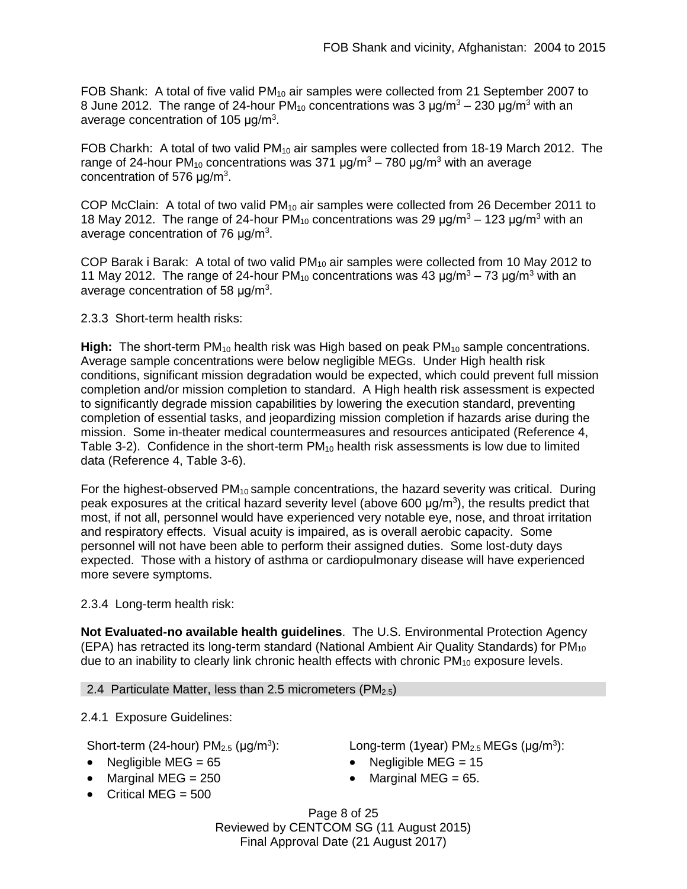FOB Shank: A total of five valid $PM_{10}$ air samples were collected from 21 September 2007 to 8 June 2012. The range of 24-hour $PM_{10}$ concentrations was 3 μg/$m^3$ – 230 μg/$m^3$ with an average concentration of 105 μg/$m^3$.

FOB Charkh: A total of two valid $PM_{10}$ air samples were collected from 18-19 March 2012. The range of 24-hour $PM_{10}$ concentrations was 371 μg/$m^3$ – 780 μg/$m^3$ with an average concentration of 576 μg/$m^3$.

COP McClain: A total of two valid $PM_{10}$ air samples were collected from 26 December 2011 to 18 May 2012. The range of 24-hour $PM_{10}$ concentrations was 29 μg/$m^3$ – 123 μg/$m^3$ with an average concentration of 76 μg/$m^3$.

COP Barak i Barak: A total of two valid $PM_{10}$ air samples were collected from 10 May 2012 to 11 May 2012. The range of 24-hour $PM_{10}$ concentrations was 43 μg/$m^3$ – 73 μg/$m^3$ with an average concentration of 58 μg/$m^3$.

2.3.3 Short-term health risks:

**High:** The short-term $PM_{10}$ health risk was High based on peak $PM_{10}$ sample concentrations. Average sample concentrations were below negligible MEGs. Under High health risk conditions, significant mission degradation would be expected, which could prevent full mission completion and/or mission completion to standard. A High health risk assessment is expected to significantly degrade mission capabilities by lowering the execution standard, preventing completion of essential tasks, and jeopardizing mission completion if hazards arise during the mission. Some in-theater medical countermeasures and resources anticipated (Reference 4, Table 3-2). Confidence in the short-term $PM_{10}$ health risk assessments is low due to limited data (Reference 4, Table 3-6).

For the highest-observed $PM_{10}$ sample concentrations, the hazard severity was critical. During peak exposures at the critical hazard severity level (above 600 μg/$m^3$), the results predict that most, if not all, personnel would have experienced very notable eye, nose, and throat irritation and respiratory effects. Visual acuity is impaired, as is overall aerobic capacity. Some personnel will not have been able to perform their assigned duties. Some lost-duty days expected. Those with a history of asthma or cardiopulmonary disease will have experienced more severe symptoms.

2.3.4 Long-term health risk:

**Not Evaluated-no available health guidelines**. The U.S. Environmental Protection Agency (EPA) has retracted its long-term standard (National Ambient Air Quality Standards) for $PM_{10}$ due to an inability to clearly link chronic health effects with chronic $PM_{10}$ exposure levels.

## 2.4 Particulate Matter, less than 2.5 micrometers ($PM_{2.5}$)

2.4.1 Exposure Guidelines:

Short-term (24-hour) $PM_{2.5}$ (μg/$m^3$):

- Negligible MEG = 65
- Marginal MEG = 250
- Critical MEG = 500

Long-term (1year) $PM_{2.5}$ MEGs (μg/$m^3$):

- Negligible MEG = 15
- Marginal MEG = 65.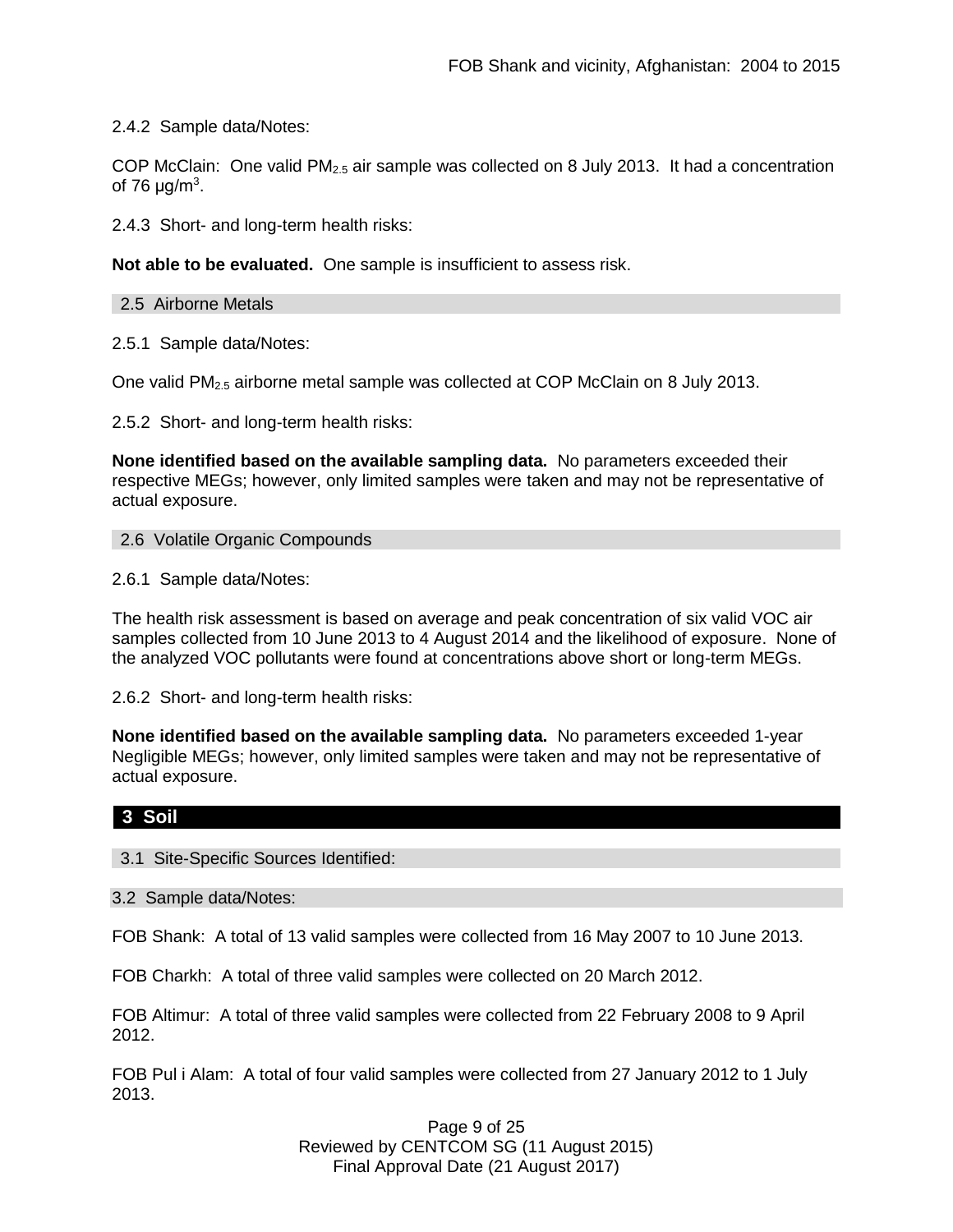2.4.2 Sample data/Notes:

COP McClain: One valid $PM_{2.5}$ air sample was collected on 8 July 2013. It had a concentration of 76 $\mu g/m^3$.

2.4.3 Short- and long-term health risks:

**Not able to be evaluated.** One sample is insufficient to assess risk.

### 2.5 Airborne Metals

2.5.1 Sample data/Notes:

One valid $PM_{2.5}$ airborne metal sample was collected at COP McClain on 8 July 2013.

2.5.2 Short- and long-term health risks:

**None identified based on the available sampling data.** No parameters exceeded their respective MEGs; however, only limited samples were taken and may not be representative of actual exposure.

### 2.6 Volatile Organic Compounds

2.6.1 Sample data/Notes:

The health risk assessment is based on average and peak concentration of six valid VOC air samples collected from 10 June 2013 to 4 August 2014 and the likelihood of exposure. None of the analyzed VOC pollutants were found at concentrations above short or long-term MEGs.

2.6.2 Short- and long-term health risks:

**None identified based on the available sampling data.** No parameters exceeded 1-year Negligible MEGs; however, only limited samples were taken and may not be representative of actual exposure.

## 3 Soil

### 3.1 Site-Specific Sources Identified:

### 3.2 Sample data/Notes:

FOB Shank: A total of 13 valid samples were collected from 16 May 2007 to 10 June 2013.

FOB Charkh: A total of three valid samples were collected on 20 March 2012.

FOB Altimur: A total of three valid samples were collected from 22 February 2008 to 9 April 2012.

FOB Pul i Alam: A total of four valid samples were collected from 27 January 2012 to 1 July 2013.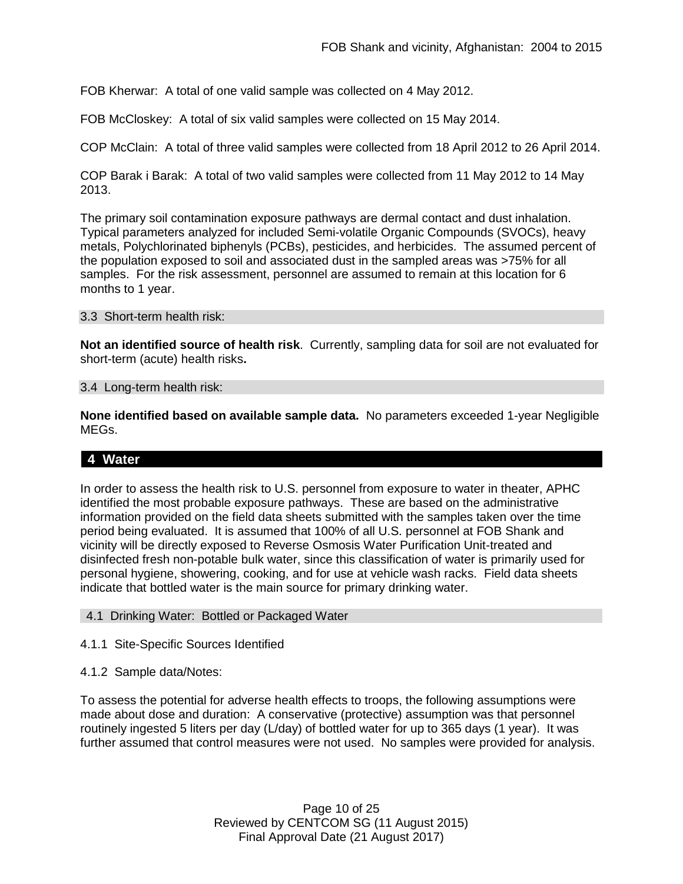FOB Kherwar: A total of one valid sample was collected on 4 May 2012.

FOB McCloskey: A total of six valid samples were collected on 15 May 2014.

COP McClain: A total of three valid samples were collected from 18 April 2012 to 26 April 2014.

COP Barak i Barak: A total of two valid samples were collected from 11 May 2012 to 14 May 2013.

The primary soil contamination exposure pathways are dermal contact and dust inhalation. Typical parameters analyzed for included Semi-volatile Organic Compounds (SVOCs), heavy metals, Polychlorinated biphenyls (PCBs), pesticides, and herbicides. The assumed percent of the population exposed to soil and associated dust in the sampled areas was >75% for all samples. For the risk assessment, personnel are assumed to remain at this location for 6 months to 1 year.

### 3.3 Short-term health risk:

**Not an identified source of health risk**. Currently, sampling data for soil are not evaluated for short-term (acute) health risks**.**

### 3.4 Long-term health risk:

**None identified based on available sample data.** No parameters exceeded 1-year Negligible MEGs.

## 4 Water

In order to assess the health risk to U.S. personnel from exposure to water in theater, APHC identified the most probable exposure pathways. These are based on the administrative information provided on the field data sheets submitted with the samples taken over the time period being evaluated. It is assumed that 100% of all U.S. personnel at FOB Shank and vicinity will be directly exposed to Reverse Osmosis Water Purification Unit-treated and disinfected fresh non-potable bulk water, since this classification of water is primarily used for personal hygiene, showering, cooking, and for use at vehicle wash racks. Field data sheets indicate that bottled water is the main source for primary drinking water.

### 4.1 Drinking Water: Bottled or Packaged Water

4.1.1 Site-Specific Sources Identified

4.1.2 Sample data/Notes:

To assess the potential for adverse health effects to troops, the following assumptions were made about dose and duration: A conservative (protective) assumption was that personnel routinely ingested 5 liters per day (L/day) of bottled water for up to 365 days (1 year). It was further assumed that control measures were not used. No samples were provided for analysis.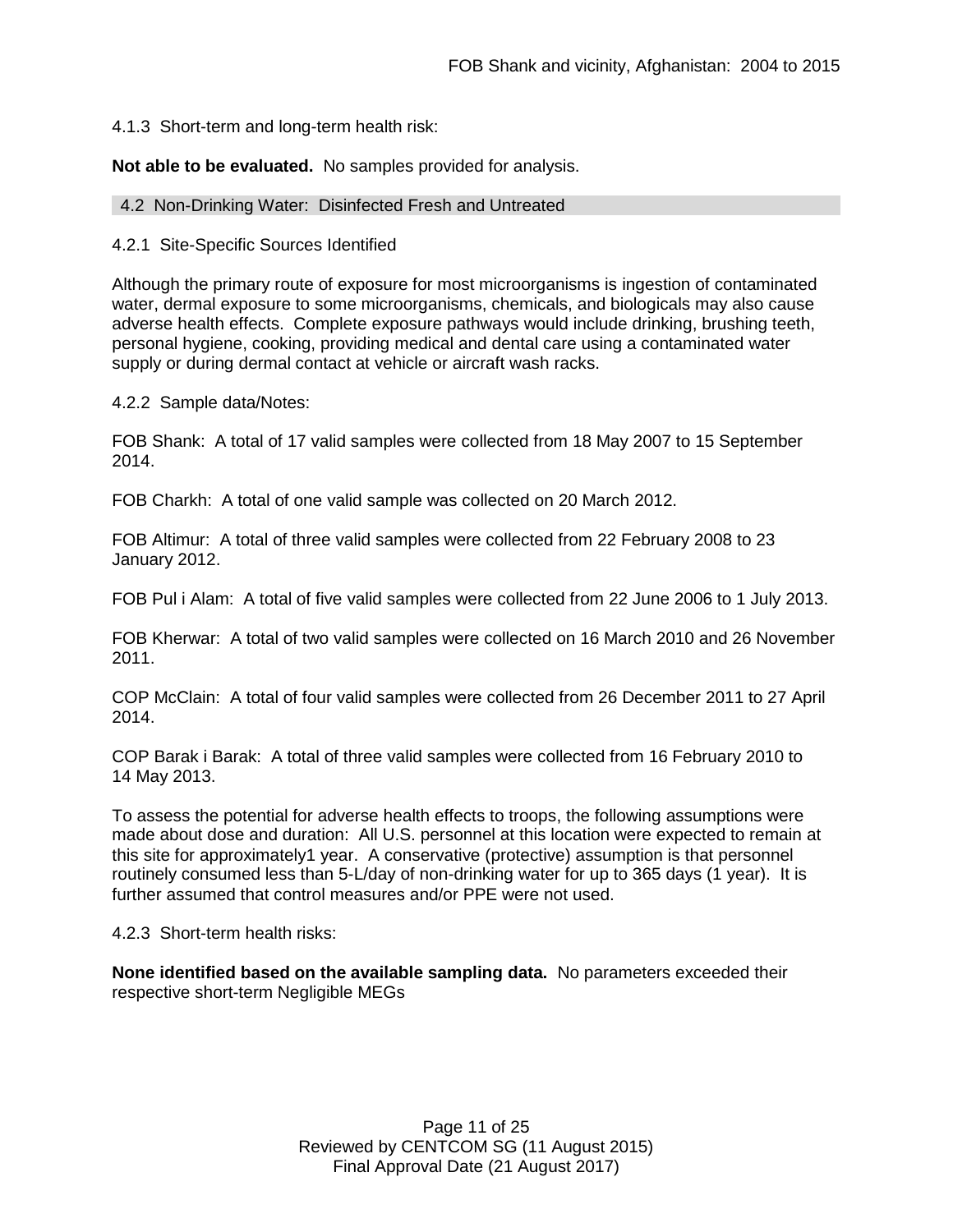4.1.3 Short-term and long-term health risk:

**Not able to be evaluated.** No samples provided for analysis.

### 4.2 Non-Drinking Water: Disinfected Fresh and Untreated

4.2.1 Site-Specific Sources Identified

Although the primary route of exposure for most microorganisms is ingestion of contaminated water, dermal exposure to some microorganisms, chemicals, and biologicals may also cause adverse health effects. Complete exposure pathways would include drinking, brushing teeth, personal hygiene, cooking, providing medical and dental care using a contaminated water supply or during dermal contact at vehicle or aircraft wash racks.

4.2.2 Sample data/Notes:

FOB Shank: A total of 17 valid samples were collected from 18 May 2007 to 15 September 2014.

FOB Charkh: A total of one valid sample was collected on 20 March 2012.

FOB Altimur: A total of three valid samples were collected from 22 February 2008 to 23 January 2012.

FOB Pul i Alam: A total of five valid samples were collected from 22 June 2006 to 1 July 2013.

FOB Kherwar: A total of two valid samples were collected on 16 March 2010 and 26 November 2011.

COP McClain: A total of four valid samples were collected from 26 December 2011 to 27 April 2014.

COP Barak i Barak: A total of three valid samples were collected from 16 February 2010 to 14 May 2013.

To assess the potential for adverse health effects to troops, the following assumptions were made about dose and duration: All U.S. personnel at this location were expected to remain at this site for approximately1 year. A conservative (protective) assumption is that personnel routinely consumed less than 5-L/day of non-drinking water for up to 365 days (1 year). It is further assumed that control measures and/or PPE were not used.

4.2.3 Short-term health risks:

**None identified based on the available sampling data.** No parameters exceeded their respective short-term Negligible MEGs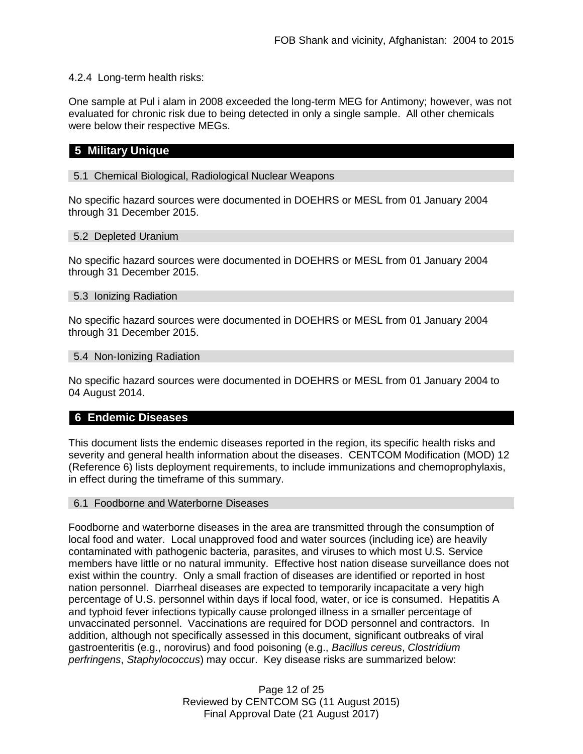4.2.4 Long-term health risks:

One sample at Pul i alam in 2008 exceeded the long-term MEG for Antimony; however, was not evaluated for chronic risk due to being detected in only a single sample. All other chemicals were below their respective MEGs.

## 5 Military Unique

### 5.1 Chemical Biological, Radiological Nuclear Weapons

No specific hazard sources were documented in DOEHRS or MESL from 01 January 2004 through 31 December 2015.

### 5.2 Depleted Uranium

No specific hazard sources were documented in DOEHRS or MESL from 01 January 2004 through 31 December 2015.

### 5.3 Ionizing Radiation

No specific hazard sources were documented in DOEHRS or MESL from 01 January 2004 through 31 December 2015.

### 5.4 Non-Ionizing Radiation

No specific hazard sources were documented in DOEHRS or MESL from 01 January 2004 to 04 August 2014.

## 6 Endemic Diseases

This document lists the endemic diseases reported in the region, its specific health risks and severity and general health information about the diseases. CENTCOM Modification (MOD) 12 (Reference 6) lists deployment requirements, to include immunizations and chemoprophylaxis, in effect during the timeframe of this summary.

### 6.1 Foodborne and Waterborne Diseases

Foodborne and waterborne diseases in the area are transmitted through the consumption of local food and water. Local unapproved food and water sources (including ice) are heavily contaminated with pathogenic bacteria, parasites, and viruses to which most U.S. Service members have little or no natural immunity. Effective host nation disease surveillance does not exist within the country. Only a small fraction of diseases are identified or reported in host nation personnel. Diarrheal diseases are expected to temporarily incapacitate a very high percentage of U.S. personnel within days if local food, water, or ice is consumed. Hepatitis A and typhoid fever infections typically cause prolonged illness in a smaller percentage of unvaccinated personnel. Vaccinations are required for DOD personnel and contractors. In addition, although not specifically assessed in this document, significant outbreaks of viral gastroenteritis (e.g., norovirus) and food poisoning (e.g., *Bacillus cereus*, *Clostridium perfringens*, *Staphylococcus*) may occur. Key disease risks are summarized below: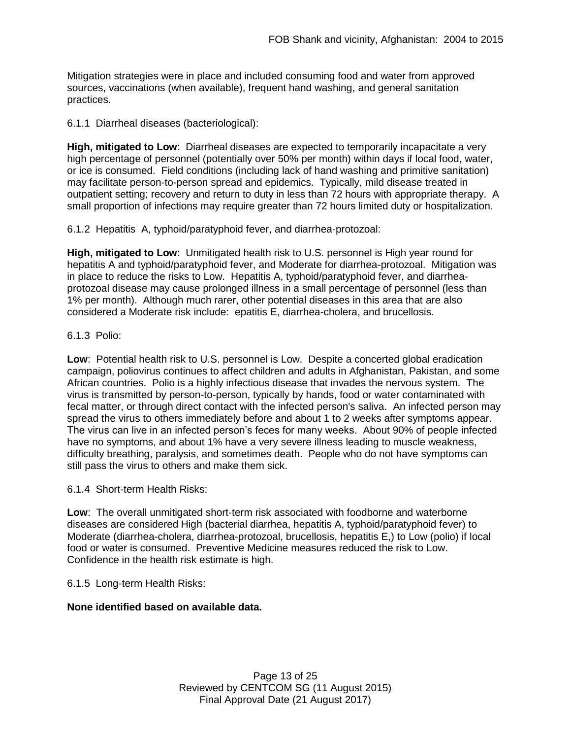Mitigation strategies were in place and included consuming food and water from approved sources, vaccinations (when available), frequent hand washing, and general sanitation practices.

6.1.1 Diarrheal diseases (bacteriological):

**High, mitigated to Low**: Diarrheal diseases are expected to temporarily incapacitate a very high percentage of personnel (potentially over 50% per month) within days if local food, water, or ice is consumed. Field conditions (including lack of hand washing and primitive sanitation) may facilitate person-to-person spread and epidemics. Typically, mild disease treated in outpatient setting; recovery and return to duty in less than 72 hours with appropriate therapy. A small proportion of infections may require greater than 72 hours limited duty or hospitalization.

6.1.2 Hepatitis A, typhoid/paratyphoid fever, and diarrhea-protozoal:

**High, mitigated to Low**: Unmitigated health risk to U.S. personnel is High year round for hepatitis A and typhoid/paratyphoid fever, and Moderate for diarrhea-protozoal. Mitigation was in place to reduce the risks to Low. Hepatitis A, typhoid/paratyphoid fever, and diarrhea-protozoal disease may cause prolonged illness in a small percentage of personnel (less than 1% per month). Although much rarer, other potential diseases in this area that are also considered a Moderate risk include: epatitis E, diarrhea-cholera, and brucellosis.

6.1.3 Polio:

**Low**: Potential health risk to U.S. personnel is Low. Despite a concerted global eradication campaign, poliovirus continues to affect children and adults in Afghanistan, Pakistan, and some African countries. Polio is a highly infectious disease that invades the nervous system. The virus is transmitted by person-to-person, typically by hands, food or water contaminated with fecal matter, or through direct contact with the infected person's saliva. An infected person may spread the virus to others immediately before and about 1 to 2 weeks after symptoms appear. The virus can live in an infected person's feces for many weeks. About 90% of people infected have no symptoms, and about 1% have a very severe illness leading to muscle weakness, difficulty breathing, paralysis, and sometimes death. People who do not have symptoms can still pass the virus to others and make them sick.

6.1.4 Short-term Health Risks:

**Low**: The overall unmitigated short-term risk associated with foodborne and waterborne diseases are considered High (bacterial diarrhea, hepatitis A, typhoid/paratyphoid fever) to Moderate (diarrhea-cholera, diarrhea-protozoal, brucellosis, hepatitis E,) to Low (polio) if local food or water is consumed. Preventive Medicine measures reduced the risk to Low. Confidence in the health risk estimate is high.

6.1.5 Long-term Health Risks:

**None identified based on available data.**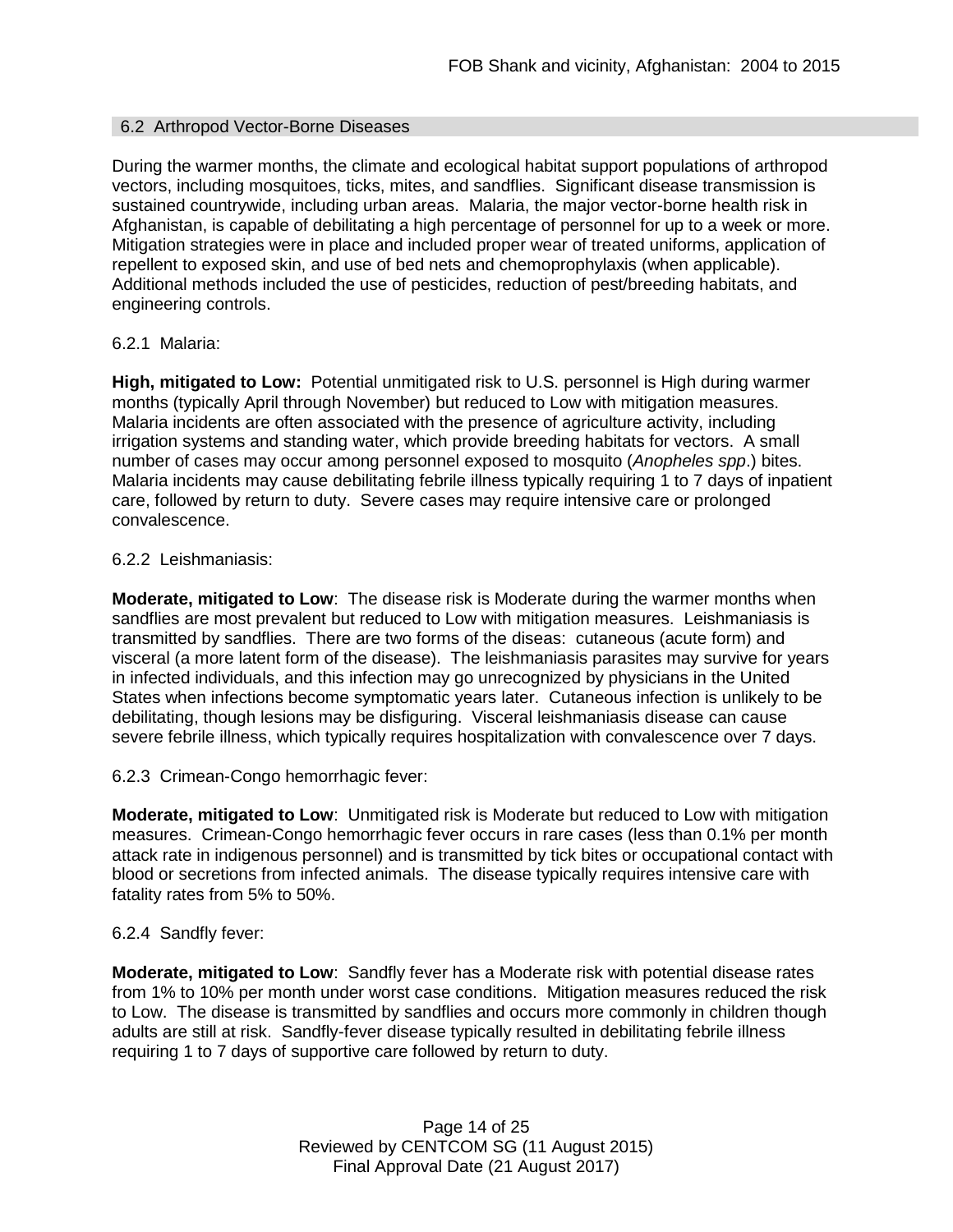## 6.2 Arthropod Vector-Borne Diseases

During the warmer months, the climate and ecological habitat support populations of arthropod vectors, including mosquitoes, ticks, mites, and sandflies. Significant disease transmission is sustained countrywide, including urban areas. Malaria, the major vector-borne health risk in Afghanistan, is capable of debilitating a high percentage of personnel for up to a week or more. Mitigation strategies were in place and included proper wear of treated uniforms, application of repellent to exposed skin, and use of bed nets and chemoprophylaxis (when applicable). Additional methods included the use of pesticides, reduction of pest/breeding habitats, and engineering controls.

### 6.2.1 Malaria:

**High, mitigated to Low:** Potential unmitigated risk to U.S. personnel is High during warmer months (typically April through November) but reduced to Low with mitigation measures. Malaria incidents are often associated with the presence of agriculture activity, including irrigation systems and standing water, which provide breeding habitats for vectors. A small number of cases may occur among personnel exposed to mosquito (*Anopheles spp*.) bites. Malaria incidents may cause debilitating febrile illness typically requiring 1 to 7 days of inpatient care, followed by return to duty. Severe cases may require intensive care or prolonged convalescence.

### 6.2.2 Leishmaniasis:

**Moderate, mitigated to Low**: The disease risk is Moderate during the warmer months when sandflies are most prevalent but reduced to Low with mitigation measures. Leishmaniasis is transmitted by sandflies. There are two forms of the diseas: cutaneous (acute form) and visceral (a more latent form of the disease). The leishmaniasis parasites may survive for years in infected individuals, and this infection may go unrecognized by physicians in the United States when infections become symptomatic years later. Cutaneous infection is unlikely to be debilitating, though lesions may be disfiguring. Visceral leishmaniasis disease can cause severe febrile illness, which typically requires hospitalization with convalescence over 7 days.

### 6.2.3 Crimean-Congo hemorrhagic fever:

**Moderate, mitigated to Low**: Unmitigated risk is Moderate but reduced to Low with mitigation measures. Crimean-Congo hemorrhagic fever occurs in rare cases (less than 0.1% per month attack rate in indigenous personnel) and is transmitted by tick bites or occupational contact with blood or secretions from infected animals. The disease typically requires intensive care with fatality rates from 5% to 50%.

### 6.2.4 Sandfly fever:

**Moderate, mitigated to Low**: Sandfly fever has a Moderate risk with potential disease rates from 1% to 10% per month under worst case conditions. Mitigation measures reduced the risk to Low. The disease is transmitted by sandflies and occurs more commonly in children though adults are still at risk. Sandfly-fever disease typically resulted in debilitating febrile illness requiring 1 to 7 days of supportive care followed by return to duty.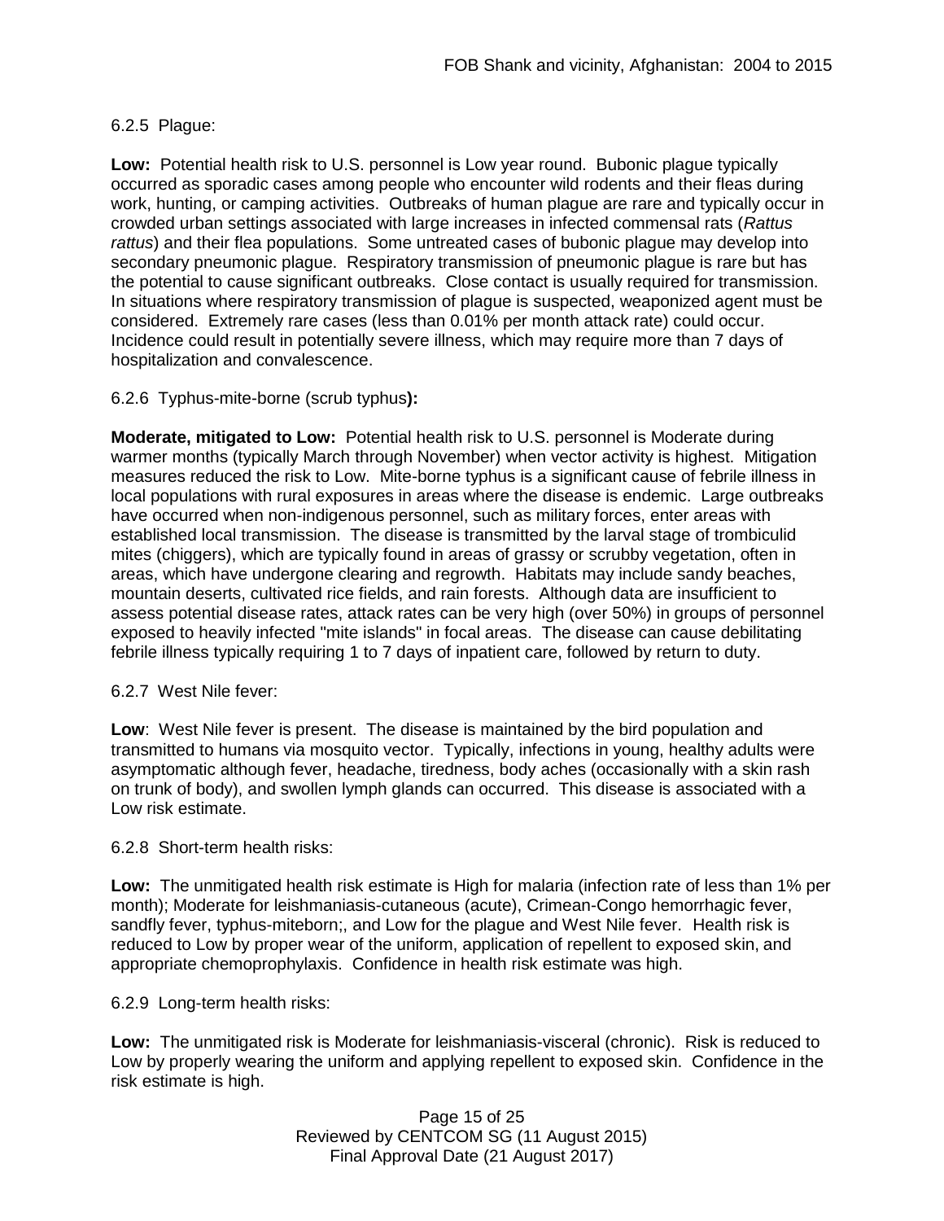6.2.5 Plague:

**Low:** Potential health risk to U.S. personnel is Low year round. Bubonic plague typically occurred as sporadic cases among people who encounter wild rodents and their fleas during work, hunting, or camping activities. Outbreaks of human plague are rare and typically occur in crowded urban settings associated with large increases in infected commensal rats (*Rattus rattus*) and their flea populations. Some untreated cases of bubonic plague may develop into secondary pneumonic plague. Respiratory transmission of pneumonic plague is rare but has the potential to cause significant outbreaks. Close contact is usually required for transmission. In situations where respiratory transmission of plague is suspected, weaponized agent must be considered. Extremely rare cases (less than 0.01% per month attack rate) could occur. Incidence could result in potentially severe illness, which may require more than 7 days of hospitalization and convalescence.

6.2.6 Typhus-mite-borne (scrub typhus**):**

**Moderate, mitigated to Low:** Potential health risk to U.S. personnel is Moderate during warmer months (typically March through November) when vector activity is highest. Mitigation measures reduced the risk to Low. Mite-borne typhus is a significant cause of febrile illness in local populations with rural exposures in areas where the disease is endemic. Large outbreaks have occurred when non-indigenous personnel, such as military forces, enter areas with established local transmission. The disease is transmitted by the larval stage of trombiculid mites (chiggers), which are typically found in areas of grassy or scrubby vegetation, often in areas, which have undergone clearing and regrowth. Habitats may include sandy beaches, mountain deserts, cultivated rice fields, and rain forests. Although data are insufficient to assess potential disease rates, attack rates can be very high (over 50%) in groups of personnel exposed to heavily infected "mite islands" in focal areas. The disease can cause debilitating febrile illness typically requiring 1 to 7 days of inpatient care, followed by return to duty.

6.2.7 West Nile fever:

**Low**: West Nile fever is present. The disease is maintained by the bird population and transmitted to humans via mosquito vector. Typically, infections in young, healthy adults were asymptomatic although fever, headache, tiredness, body aches (occasionally with a skin rash on trunk of body), and swollen lymph glands can occurred. This disease is associated with a Low risk estimate.

6.2.8 Short-term health risks:

**Low:** The unmitigated health risk estimate is High for malaria (infection rate of less than 1% per month); Moderate for leishmaniasis-cutaneous (acute), Crimean-Congo hemorrhagic fever, sandfly fever, typhus-miteborn;, and Low for the plague and West Nile fever. Health risk is reduced to Low by proper wear of the uniform, application of repellent to exposed skin, and appropriate chemoprophylaxis. Confidence in health risk estimate was high.

6.2.9 Long-term health risks:

**Low:** The unmitigated risk is Moderate for leishmaniasis-visceral (chronic). Risk is reduced to Low by properly wearing the uniform and applying repellent to exposed skin. Confidence in the risk estimate is high.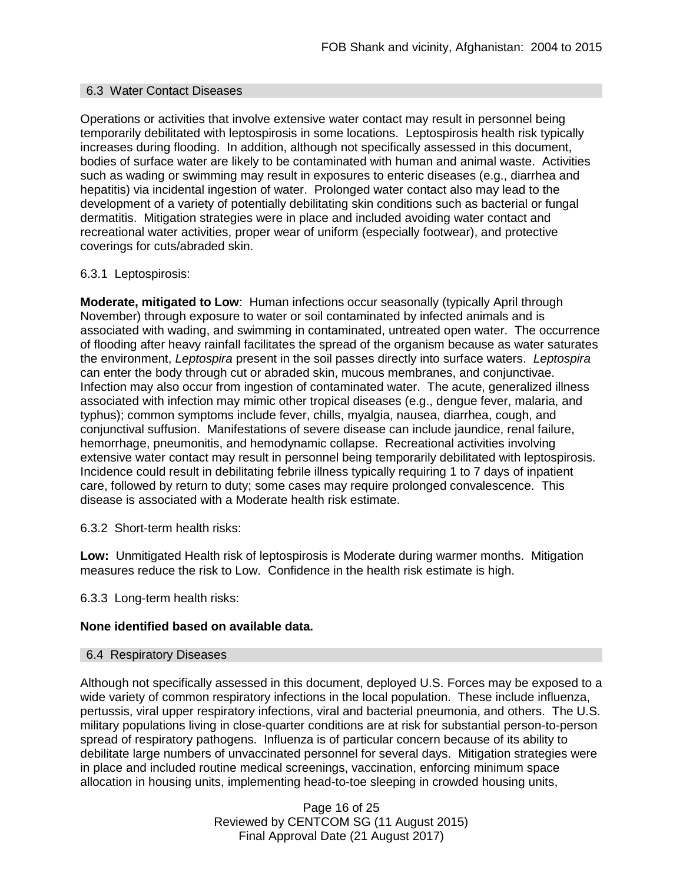## 6.3 Water Contact Diseases

Operations or activities that involve extensive water contact may result in personnel being temporarily debilitated with leptospirosis in some locations. Leptospirosis health risk typically increases during flooding. In addition, although not specifically assessed in this document, bodies of surface water are likely to be contaminated with human and animal waste. Activities such as wading or swimming may result in exposures to enteric diseases (e.g., diarrhea and hepatitis) via incidental ingestion of water. Prolonged water contact also may lead to the development of a variety of potentially debilitating skin conditions such as bacterial or fungal dermatitis. Mitigation strategies were in place and included avoiding water contact and recreational water activities, proper wear of uniform (especially footwear), and protective coverings for cuts/abraded skin.

6.3.1 Leptospirosis:

**Moderate, mitigated to Low**: Human infections occur seasonally (typically April through November) through exposure to water or soil contaminated by infected animals and is associated with wading, and swimming in contaminated, untreated open water. The occurrence of flooding after heavy rainfall facilitates the spread of the organism because as water saturates the environment, *Leptospira* present in the soil passes directly into surface waters. *Leptospira* can enter the body through cut or abraded skin, mucous membranes, and conjunctivae. Infection may also occur from ingestion of contaminated water. The acute, generalized illness associated with infection may mimic other tropical diseases (e.g., dengue fever, malaria, and typhus); common symptoms include fever, chills, myalgia, nausea, diarrhea, cough, and conjunctival suffusion. Manifestations of severe disease can include jaundice, renal failure, hemorrhage, pneumonitis, and hemodynamic collapse. Recreational activities involving extensive water contact may result in personnel being temporarily debilitated with leptospirosis. Incidence could result in debilitating febrile illness typically requiring 1 to 7 days of inpatient care, followed by return to duty; some cases may require prolonged convalescence. This disease is associated with a Moderate health risk estimate.

6.3.2 Short-term health risks:

**Low:** Unmitigated Health risk of leptospirosis is Moderate during warmer months. Mitigation measures reduce the risk to Low. Confidence in the health risk estimate is high.

6.3.3 Long-term health risks:

**None identified based on available data.**

## 6.4 Respiratory Diseases

Although not specifically assessed in this document, deployed U.S. Forces may be exposed to a wide variety of common respiratory infections in the local population. These include influenza, pertussis, viral upper respiratory infections, viral and bacterial pneumonia, and others. The U.S. military populations living in close-quarter conditions are at risk for substantial person-to-person spread of respiratory pathogens. Influenza is of particular concern because of its ability to debilitate large numbers of unvaccinated personnel for several days. Mitigation strategies were in place and included routine medical screenings, vaccination, enforcing minimum space allocation in housing units, implementing head-to-toe sleeping in crowded housing units,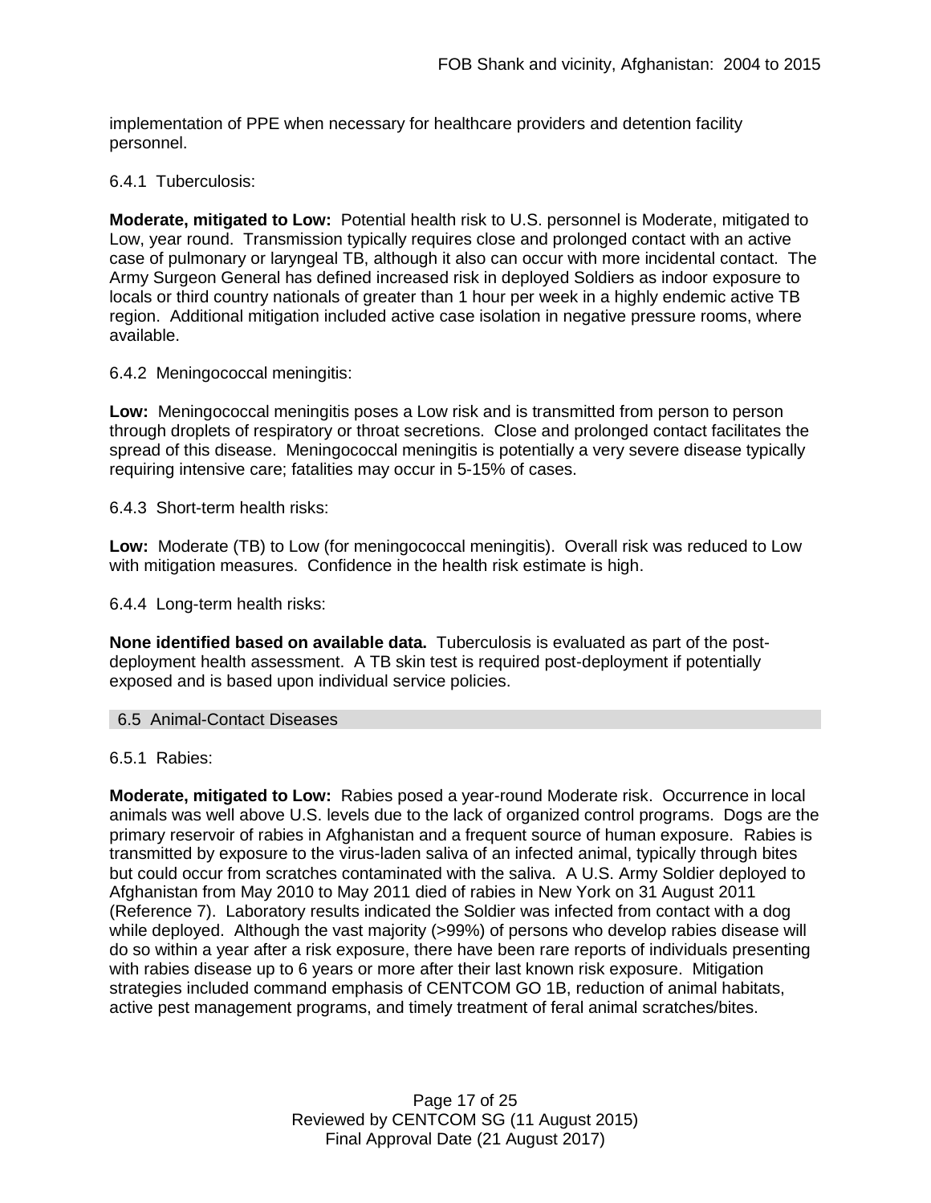implementation of PPE when necessary for healthcare providers and detention facility personnel.

6.4.1 Tuberculosis:

**Moderate, mitigated to Low:** Potential health risk to U.S. personnel is Moderate, mitigated to Low, year round. Transmission typically requires close and prolonged contact with an active case of pulmonary or laryngeal TB, although it also can occur with more incidental contact. The Army Surgeon General has defined increased risk in deployed Soldiers as indoor exposure to locals or third country nationals of greater than 1 hour per week in a highly endemic active TB region. Additional mitigation included active case isolation in negative pressure rooms, where available.

6.4.2 Meningococcal meningitis:

**Low:** Meningococcal meningitis poses a Low risk and is transmitted from person to person through droplets of respiratory or throat secretions. Close and prolonged contact facilitates the spread of this disease. Meningococcal meningitis is potentially a very severe disease typically requiring intensive care; fatalities may occur in 5-15% of cases.

6.4.3 Short-term health risks:

**Low:** Moderate (TB) to Low (for meningococcal meningitis). Overall risk was reduced to Low with mitigation measures. Confidence in the health risk estimate is high.

6.4.4 Long-term health risks:

**None identified based on available data.** Tuberculosis is evaluated as part of the post-deployment health assessment. A TB skin test is required post-deployment if potentially exposed and is based upon individual service policies.

## 6.5 Animal-Contact Diseases

6.5.1 Rabies:

**Moderate, mitigated to Low:** Rabies posed a year-round Moderate risk. Occurrence in local animals was well above U.S. levels due to the lack of organized control programs. Dogs are the primary reservoir of rabies in Afghanistan and a frequent source of human exposure. Rabies is transmitted by exposure to the virus-laden saliva of an infected animal, typically through bites but could occur from scratches contaminated with the saliva. A U.S. Army Soldier deployed to Afghanistan from May 2010 to May 2011 died of rabies in New York on 31 August 2011 (Reference 7). Laboratory results indicated the Soldier was infected from contact with a dog while deployed. Although the vast majority (>99%) of persons who develop rabies disease will do so within a year after a risk exposure, there have been rare reports of individuals presenting with rabies disease up to 6 years or more after their last known risk exposure. Mitigation strategies included command emphasis of CENTCOM GO 1B, reduction of animal habitats, active pest management programs, and timely treatment of feral animal scratches/bites.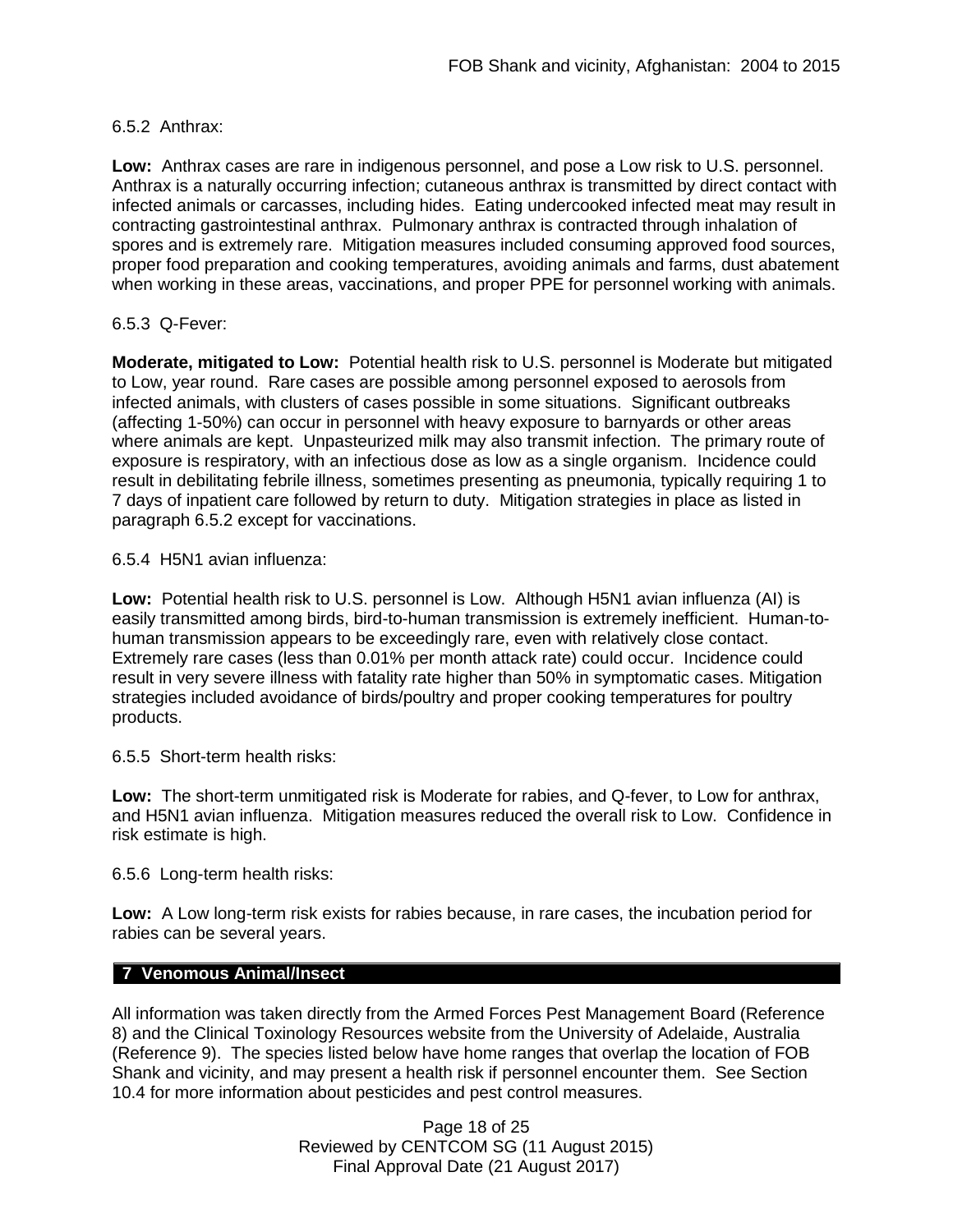6.5.2 Anthrax:

**Low:** Anthrax cases are rare in indigenous personnel, and pose a Low risk to U.S. personnel. Anthrax is a naturally occurring infection; cutaneous anthrax is transmitted by direct contact with infected animals or carcasses, including hides. Eating undercooked infected meat may result in contracting gastrointestinal anthrax. Pulmonary anthrax is contracted through inhalation of spores and is extremely rare. Mitigation measures included consuming approved food sources, proper food preparation and cooking temperatures, avoiding animals and farms, dust abatement when working in these areas, vaccinations, and proper PPE for personnel working with animals.

6.5.3 Q-Fever:

**Moderate, mitigated to Low:** Potential health risk to U.S. personnel is Moderate but mitigated to Low, year round. Rare cases are possible among personnel exposed to aerosols from infected animals, with clusters of cases possible in some situations. Significant outbreaks (affecting 1-50%) can occur in personnel with heavy exposure to barnyards or other areas where animals are kept. Unpasteurized milk may also transmit infection. The primary route of exposure is respiratory, with an infectious dose as low as a single organism. Incidence could result in debilitating febrile illness, sometimes presenting as pneumonia, typically requiring 1 to 7 days of inpatient care followed by return to duty. Mitigation strategies in place as listed in paragraph 6.5.2 except for vaccinations.

6.5.4 H5N1 avian influenza:

**Low:** Potential health risk to U.S. personnel is Low. Although H5N1 avian influenza (AI) is easily transmitted among birds, bird-to-human transmission is extremely inefficient. Human-to-human transmission appears to be exceedingly rare, even with relatively close contact. Extremely rare cases (less than 0.01% per month attack rate) could occur. Incidence could result in very severe illness with fatality rate higher than 50% in symptomatic cases. Mitigation strategies included avoidance of birds/poultry and proper cooking temperatures for poultry products.

6.5.5 Short-term health risks:

**Low:** The short-term unmitigated risk is Moderate for rabies, and Q-fever, to Low for anthrax, and H5N1 avian influenza. Mitigation measures reduced the overall risk to Low. Confidence in risk estimate is high.

6.5.6 Long-term health risks:

**Low:** A Low long-term risk exists for rabies because, in rare cases, the incubation period for rabies can be several years.

## 7 Venomous Animal/Insect

All information was taken directly from the Armed Forces Pest Management Board (Reference 8) and the Clinical Toxinology Resources website from the University of Adelaide, Australia (Reference 9). The species listed below have home ranges that overlap the location of FOB Shank and vicinity, and may present a health risk if personnel encounter them. See Section 10.4 for more information about pesticides and pest control measures.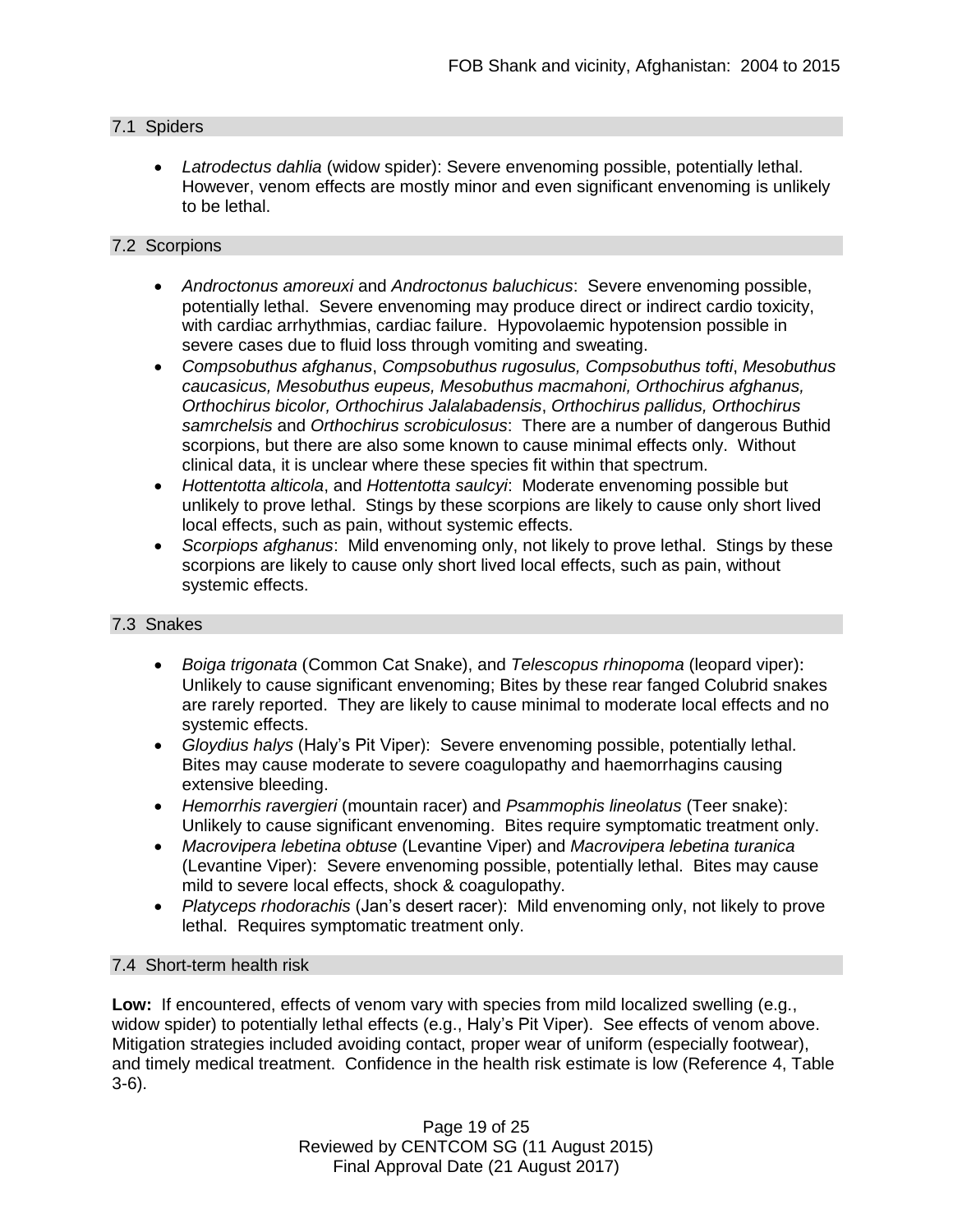### 7.1 Spiders

- *Latrodectus dahlia* (widow spider): Severe envenoming possible, potentially lethal. However, venom effects are mostly minor and even significant envenoming is unlikely to be lethal.

### 7.2 Scorpions

- *Androctonus amoreuxi* and *Androctonus baluchicus*: Severe envenoming possible, potentially lethal. Severe envenoming may produce direct or indirect cardio toxicity, with cardiac arrhythmias, cardiac failure. Hypovolaemic hypotension possible in severe cases due to fluid loss through vomiting and sweating.
- *Compsobuthus afghanus*, *Compsobuthus rugosulus, Compsobuthus tofti*, *Mesobuthus caucasicus, Mesobuthus eupeus, Mesobuthus macmahoni, Orthochirus afghanus, Orthochirus bicolor, Orthochirus Jalalabadensis*, *Orthochirus pallidus, Orthochirus samrchelsis* and *Orthochirus scrobiculosus*: There are a number of dangerous Buthid scorpions, but there are also some known to cause minimal effects only. Without clinical data, it is unclear where these species fit within that spectrum.
- *Hottentotta alticola*, and *Hottentotta saulcyi*: Moderate envenoming possible but unlikely to prove lethal. Stings by these scorpions are likely to cause only short lived local effects, such as pain, without systemic effects.
- *Scorpiops afghanus*: Mild envenoming only, not likely to prove lethal. Stings by these scorpions are likely to cause only short lived local effects, such as pain, without systemic effects.

### 7.3 Snakes

- *Boiga trigonata* (Common Cat Snake), and *Telescopus rhinopoma* (leopard viper): Unlikely to cause significant envenoming; Bites by these rear fanged Colubrid snakes are rarely reported. They are likely to cause minimal to moderate local effects and no systemic effects.
- *Gloydius halys* (Haly's Pit Viper): Severe envenoming possible, potentially lethal. Bites may cause moderate to severe coagulopathy and haemorrhagins causing extensive bleeding.
- *Hemorrhis ravergieri* (mountain racer) and *Psammophis lineolatus* (Teer snake): Unlikely to cause significant envenoming. Bites require symptomatic treatment only.
- *Macrovipera lebetina obtuse* (Levantine Viper) and *Macrovipera lebetina turanica* (Levantine Viper): Severe envenoming possible, potentially lethal. Bites may cause mild to severe local effects, shock & coagulopathy.
- *Platyceps rhodorachis* (Jan's desert racer): Mild envenoming only, not likely to prove lethal. Requires symptomatic treatment only.

### 7.4 Short-term health risk

**Low:** If encountered, effects of venom vary with species from mild localized swelling (e.g., widow spider) to potentially lethal effects (e.g., Haly's Pit Viper). See effects of venom above. Mitigation strategies included avoiding contact, proper wear of uniform (especially footwear), and timely medical treatment. Confidence in the health risk estimate is low (Reference 4, Table 3-6).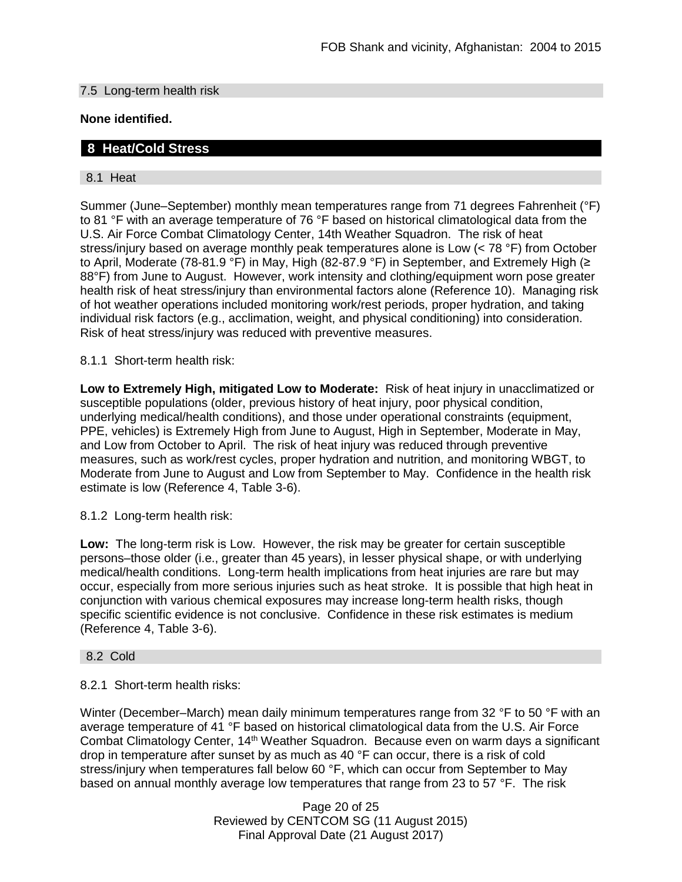### 7.5 Long-term health risk

**None identified.**

## 8 Heat/Cold Stress

### 8.1 Heat

Summer (June–September) monthly mean temperatures range from 71 degrees Fahrenheit (°F) to 81 °F with an average temperature of 76 °F based on historical climatological data from the U.S. Air Force Combat Climatology Center, 14th Weather Squadron. The risk of heat stress/injury based on average monthly peak temperatures alone is Low (< 78 °F) from October to April, Moderate (78-81.9 °F) in May, High (82-87.9 °F) in September, and Extremely High (≥ 88°F) from June to August. However, work intensity and clothing/equipment worn pose greater health risk of heat stress/injury than environmental factors alone (Reference 10). Managing risk of hot weather operations included monitoring work/rest periods, proper hydration, and taking individual risk factors (e.g., acclimation, weight, and physical conditioning) into consideration. Risk of heat stress/injury was reduced with preventive measures.

8.1.1 Short-term health risk:

**Low to Extremely High, mitigated Low to Moderate:** Risk of heat injury in unacclimatized or susceptible populations (older, previous history of heat injury, poor physical condition, underlying medical/health conditions), and those under operational constraints (equipment, PPE, vehicles) is Extremely High from June to August, High in September, Moderate in May, and Low from October to April. The risk of heat injury was reduced through preventive measures, such as work/rest cycles, proper hydration and nutrition, and monitoring WBGT, to Moderate from June to August and Low from September to May. Confidence in the health risk estimate is low (Reference 4, Table 3-6).

8.1.2 Long-term health risk:

**Low:** The long-term risk is Low. However, the risk may be greater for certain susceptible persons–those older (i.e., greater than 45 years), in lesser physical shape, or with underlying medical/health conditions. Long-term health implications from heat injuries are rare but may occur, especially from more serious injuries such as heat stroke. It is possible that high heat in conjunction with various chemical exposures may increase long-term health risks, though specific scientific evidence is not conclusive. Confidence in these risk estimates is medium (Reference 4, Table 3-6).

### 8.2 Cold

8.2.1 Short-term health risks:

Winter (December–March) mean daily minimum temperatures range from 32 °F to 50 °F with an average temperature of 41 °F based on historical climatological data from the U.S. Air Force Combat Climatology Center, 14th Weather Squadron. Because even on warm days a significant drop in temperature after sunset by as much as 40 °F can occur, there is a risk of cold stress/injury when temperatures fall below 60 °F, which can occur from September to May based on annual monthly average low temperatures that range from 23 to 57 °F. The risk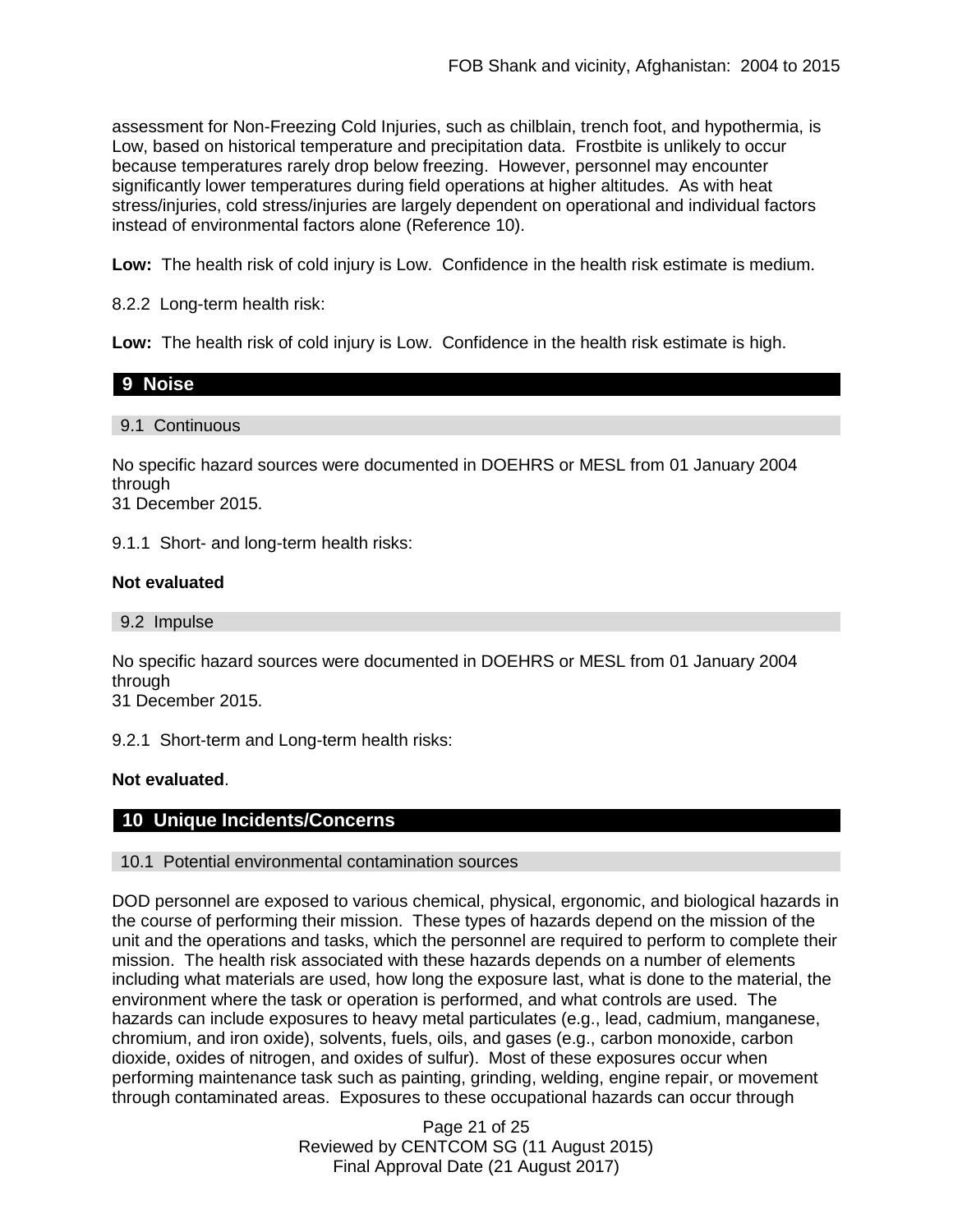assessment for Non-Freezing Cold Injuries, such as chilblain, trench foot, and hypothermia, is Low, based on historical temperature and precipitation data. Frostbite is unlikely to occur because temperatures rarely drop below freezing. However, personnel may encounter significantly lower temperatures during field operations at higher altitudes. As with heat stress/injuries, cold stress/injuries are largely dependent on operational and individual factors instead of environmental factors alone (Reference 10).

**Low:** The health risk of cold injury is Low. Confidence in the health risk estimate is medium.

8.2.2 Long-term health risk:

**Low:** The health risk of cold injury is Low. Confidence in the health risk estimate is high.

## 9 Noise

### 9.1 Continuous

No specific hazard sources were documented in DOEHRS or MESL from 01 January 2004 through
31 December 2015.

9.1.1 Short- and long-term health risks:

**Not evaluated**

### 9.2 Impulse

No specific hazard sources were documented in DOEHRS or MESL from 01 January 2004 through
31 December 2015.

9.2.1 Short-term and Long-term health risks:

**Not evaluated**.

## 10 Unique Incidents/Concerns

### 10.1 Potential environmental contamination sources

DOD personnel are exposed to various chemical, physical, ergonomic, and biological hazards in the course of performing their mission. These types of hazards depend on the mission of the unit and the operations and tasks, which the personnel are required to perform to complete their mission. The health risk associated with these hazards depends on a number of elements including what materials are used, how long the exposure last, what is done to the material, the environment where the task or operation is performed, and what controls are used. The hazards can include exposures to heavy metal particulates (e.g., lead, cadmium, manganese, chromium, and iron oxide), solvents, fuels, oils, and gases (e.g., carbon monoxide, carbon dioxide, oxides of nitrogen, and oxides of sulfur). Most of these exposures occur when performing maintenance task such as painting, grinding, welding, engine repair, or movement through contaminated areas. Exposures to these occupational hazards can occur through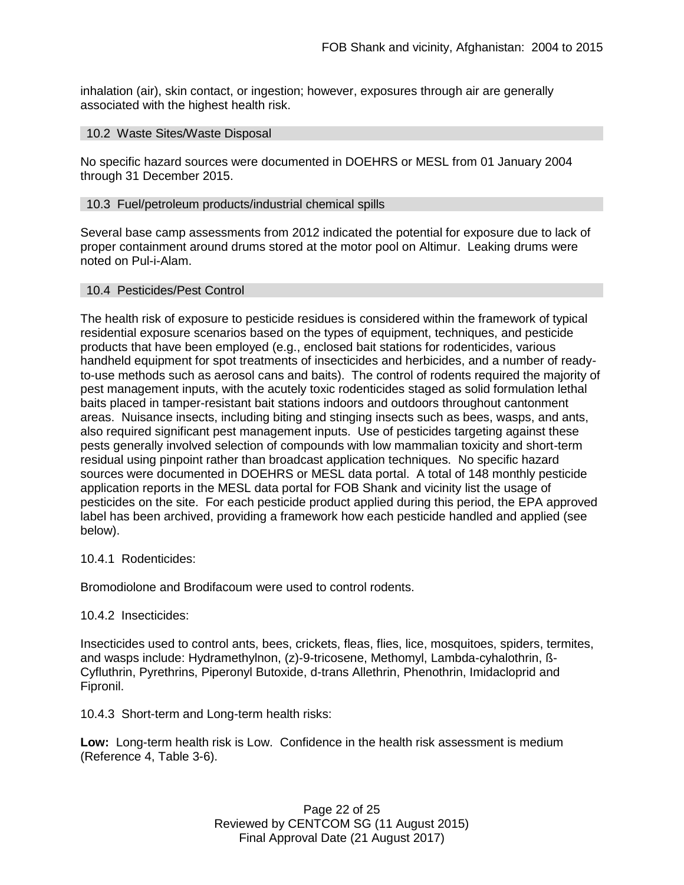inhalation (air), skin contact, or ingestion; however, exposures through air are generally associated with the highest health risk.

## 10.2 Waste Sites/Waste Disposal

No specific hazard sources were documented in DOEHRS or MESL from 01 January 2004 through 31 December 2015.

## 10.3 Fuel/petroleum products/industrial chemical spills

Several base camp assessments from 2012 indicated the potential for exposure due to lack of proper containment around drums stored at the motor pool on Altimur. Leaking drums were noted on Pul-i-Alam.

## 10.4 Pesticides/Pest Control

The health risk of exposure to pesticide residues is considered within the framework of typical residential exposure scenarios based on the types of equipment, techniques, and pesticide products that have been employed (e.g., enclosed bait stations for rodenticides, various handheld equipment for spot treatments of insecticides and herbicides, and a number of ready-to-use methods such as aerosol cans and baits). The control of rodents required the majority of pest management inputs, with the acutely toxic rodenticides staged as solid formulation lethal baits placed in tamper-resistant bait stations indoors and outdoors throughout cantonment areas. Nuisance insects, including biting and stinging insects such as bees, wasps, and ants, also required significant pest management inputs. Use of pesticides targeting against these pests generally involved selection of compounds with low mammalian toxicity and short-term residual using pinpoint rather than broadcast application techniques. No specific hazard sources were documented in DOEHRS or MESL data portal. A total of 148 monthly pesticide application reports in the MESL data portal for FOB Shank and vicinity list the usage of pesticides on the site. For each pesticide product applied during this period, the EPA approved label has been archived, providing a framework how each pesticide handled and applied (see below).

10.4.1 Rodenticides:

Bromodiolone and Brodifacoum were used to control rodents.

10.4.2 Insecticides:

Insecticides used to control ants, bees, crickets, fleas, flies, lice, mosquitoes, spiders, termites, and wasps include: Hydramethylnon, (z)-9-tricosene, Methomyl, Lambda-cyhalothrin, ß-Cyfluthrin, Pyrethrins, Piperonyl Butoxide, d-trans Allethrin, Phenothrin, Imidacloprid and Fipronil.

10.4.3 Short-term and Long-term health risks:

**Low:** Long-term health risk is Low. Confidence in the health risk assessment is medium (Reference 4, Table 3-6).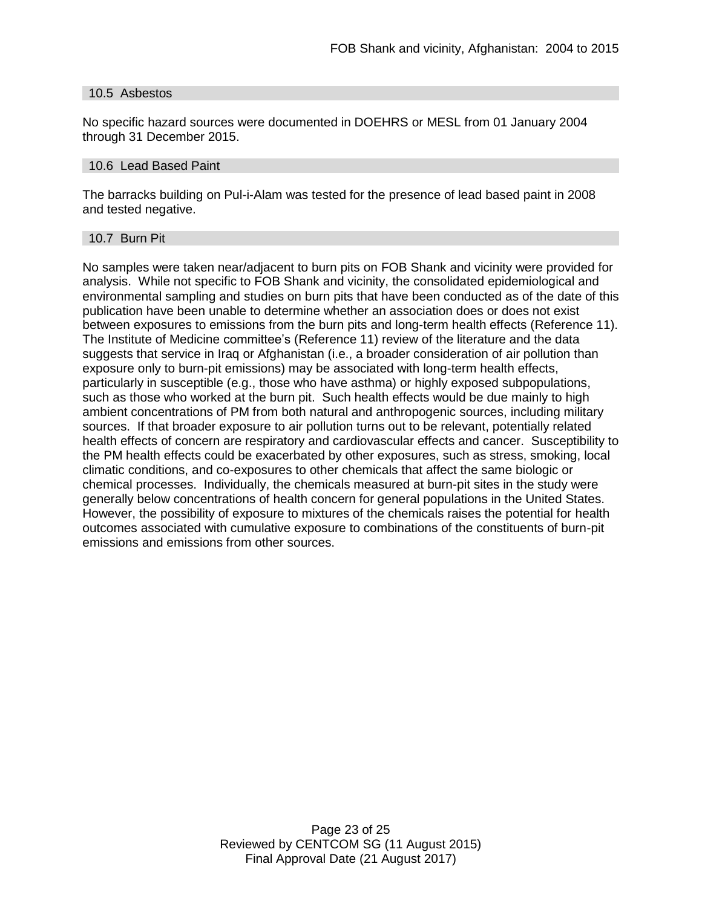### 10.5 Asbestos

No specific hazard sources were documented in DOEHRS or MESL from 01 January 2004 through 31 December 2015.

### 10.6 Lead Based Paint

The barracks building on Pul-i-Alam was tested for the presence of lead based paint in 2008 and tested negative.

### 10.7 Burn Pit

No samples were taken near/adjacent to burn pits on FOB Shank and vicinity were provided for analysis. While not specific to FOB Shank and vicinity, the consolidated epidemiological and environmental sampling and studies on burn pits that have been conducted as of the date of this publication have been unable to determine whether an association does or does not exist between exposures to emissions from the burn pits and long-term health effects (Reference 11). The Institute of Medicine committee's (Reference 11) review of the literature and the data suggests that service in Iraq or Afghanistan (i.e., a broader consideration of air pollution than exposure only to burn-pit emissions) may be associated with long-term health effects, particularly in susceptible (e.g., those who have asthma) or highly exposed subpopulations, such as those who worked at the burn pit. Such health effects would be due mainly to high ambient concentrations of PM from both natural and anthropogenic sources, including military sources. If that broader exposure to air pollution turns out to be relevant, potentially related health effects of concern are respiratory and cardiovascular effects and cancer. Susceptibility to the PM health effects could be exacerbated by other exposures, such as stress, smoking, local climatic conditions, and co-exposures to other chemicals that affect the same biologic or chemical processes. Individually, the chemicals measured at burn-pit sites in the study were generally below concentrations of health concern for general populations in the United States. However, the possibility of exposure to mixtures of the chemicals raises the potential for health outcomes associated with cumulative exposure to combinations of the constituents of burn-pit emissions and emissions from other sources.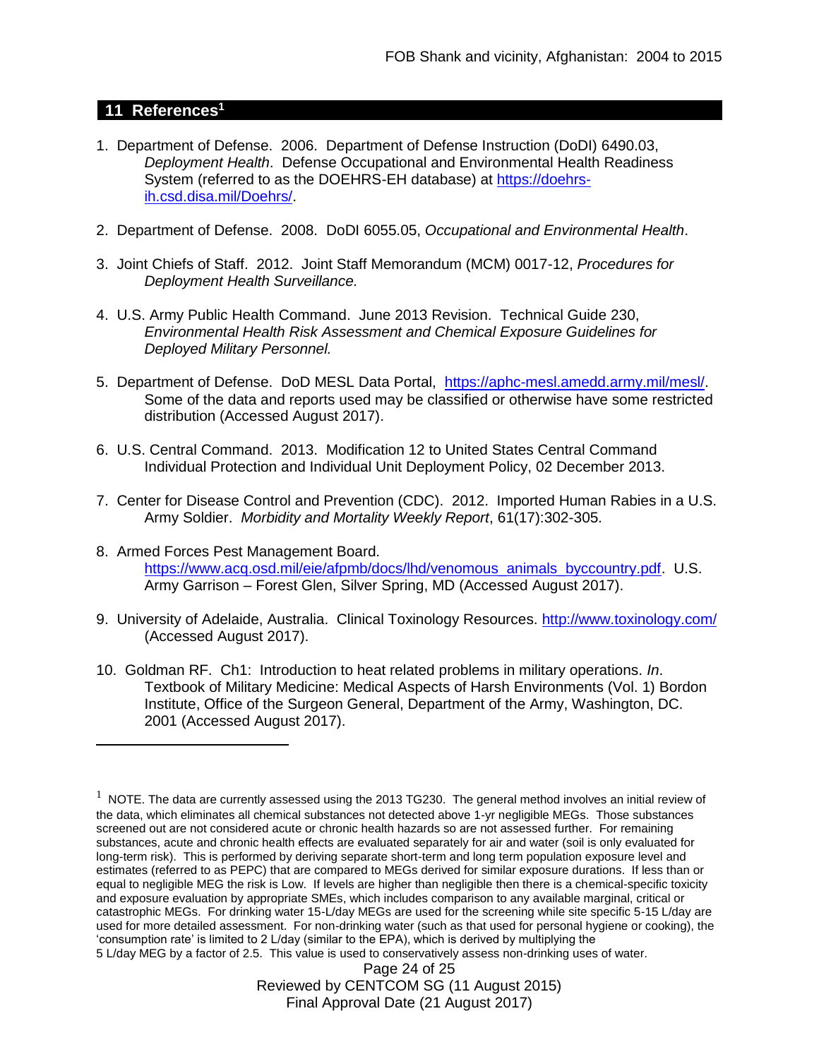## 11 References[1]

1. Department of Defense. 2006. Department of Defense Instruction (DoDI) 6490.03, *Deployment Health*. Defense Occupational and Environmental Health Readiness System (referred to as the DOEHRS-EH database) at https://doehrs-ih.csd.disa.mil/Doehrs/.

2. Department of Defense. 2008. DoDI 6055.05, *Occupational and Environmental Health*.

3. Joint Chiefs of Staff. 2012. Joint Staff Memorandum (MCM) 0017-12, *Procedures for Deployment Health Surveillance.*

4. U.S. Army Public Health Command. June 2013 Revision. Technical Guide 230, *Environmental Health Risk Assessment and Chemical Exposure Guidelines for Deployed Military Personnel.*

5. Department of Defense. DoD MESL Data Portal, https://aphc-mesl.amedd.army.mil/mesl/. Some of the data and reports used may be classified or otherwise have some restricted distribution (Accessed August 2017).

6. U.S. Central Command. 2013. Modification 12 to United States Central Command Individual Protection and Individual Unit Deployment Policy, 02 December 2013.

7. Center for Disease Control and Prevention (CDC). 2012. Imported Human Rabies in a U.S. Army Soldier. *Morbidity and Mortality Weekly Report*, 61(17):302-305.

8. Armed Forces Pest Management Board. https://www.acq.osd.mil/eie/afpmb/docs/lhd/venomous_animals_byccountry.pdf. U.S. Army Garrison – Forest Glen, Silver Spring, MD (Accessed August 2017).

9. University of Adelaide, Australia. Clinical Toxinology Resources. http://www.toxinology.com/ (Accessed August 2017).

10. Goldman RF. Ch1: Introduction to heat related problems in military operations. *In*. Textbook of Military Medicine: Medical Aspects of Harsh Environments (Vol. 1) Bordon Institute, Office of the Surgeon General, Department of the Army, Washington, DC. 2001 (Accessed August 2017).

---

[1] NOTE. The data are currently assessed using the 2013 TG230. The general method involves an initial review of the data, which eliminates all chemical substances not detected above 1-yr negligible MEGs. Those substances screened out are not considered acute or chronic health hazards so are not assessed further. For remaining substances, acute and chronic health effects are evaluated separately for air and water (soil is only evaluated for long-term risk). This is performed by deriving separate short-term and long term population exposure level and estimates (referred to as PEPC) that are compared to MEGs derived for similar exposure durations. If less than or equal to negligible MEG the risk is Low. If levels are higher than negligible then there is a chemical-specific toxicity and exposure evaluation by appropriate SMEs, which includes comparison to any available marginal, critical or catastrophic MEGs. For drinking water 15-L/day MEGs are used for the screening while site specific 5-15 L/day are used for more detailed assessment. For non-drinking water (such as that used for personal hygiene or cooking), the 'consumption rate' is limited to 2 L/day (similar to the EPA), which is derived by multiplying the 5 L/day MEG by a factor of 2.5. This value is used to conservatively assess non-drinking uses of water.

Reviewed by CENTCOM SG (11 August 2015)
Final Approval Date (21 August 2017)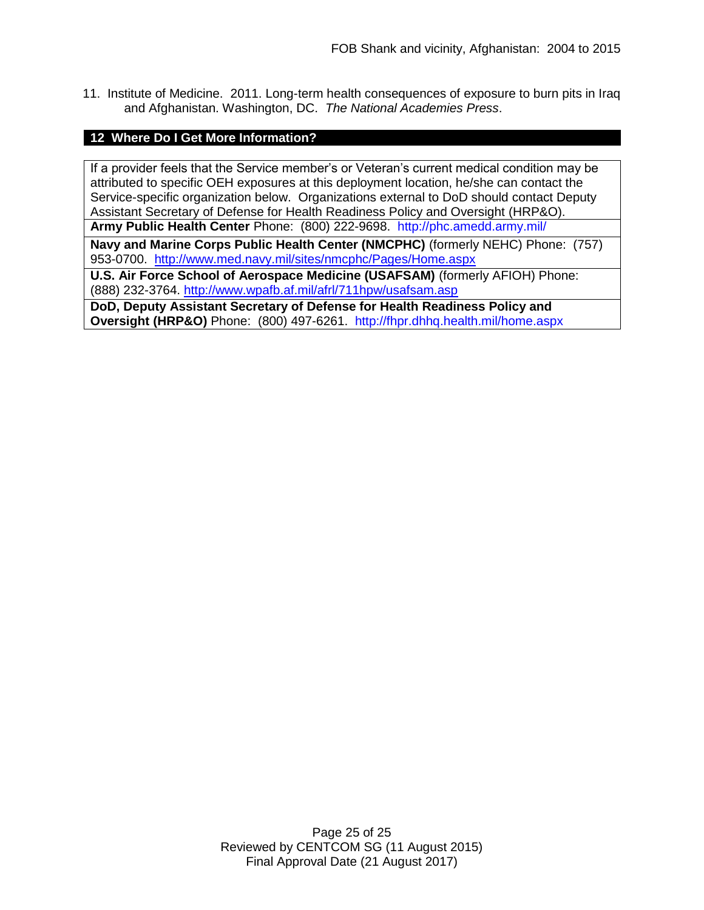11. Institute of Medicine. 2011. Long-term health consequences of exposure to burn pits in Iraq and Afghanistan. Washington, DC. *The National Academies Press*.

## 12 Where Do I Get More Information?

| |
|---|
| If a provider feels that the Service member's or Veteran's current medical condition may be attributed to specific OEH exposures at this deployment location, he/she can contact the Service-specific organization below. Organizations external to DoD should contact Deputy Assistant Secretary of Defense for Health Readiness Policy and Oversight (HRP&O). |
| **Army Public Health Center** Phone: (800) 222-9698. http://phc.amedd.army.mil/ |
| **Navy and Marine Corps Public Health Center (NMCPHC)** (formerly NEHC) Phone: (757) 953-0700. http://www.med.navy.mil/sites/nmcphc/Pages/Home.aspx |
| **U.S. Air Force School of Aerospace Medicine (USAFSAM)** (formerly AFIOH) Phone: (888) 232-3764. http://www.wpafb.af.mil/afrl/711hpw/usafsam.asp |
| **DoD, Deputy Assistant Secretary of Defense for Health Readiness Policy and Oversight (HRP&O)** Phone: (800) 497-6261. http://fhpr.dhhq.health.mil/home.aspx |

Reviewed by CENTCOM SG (11 August 2015)
Final Approval Date (21 August 2017)